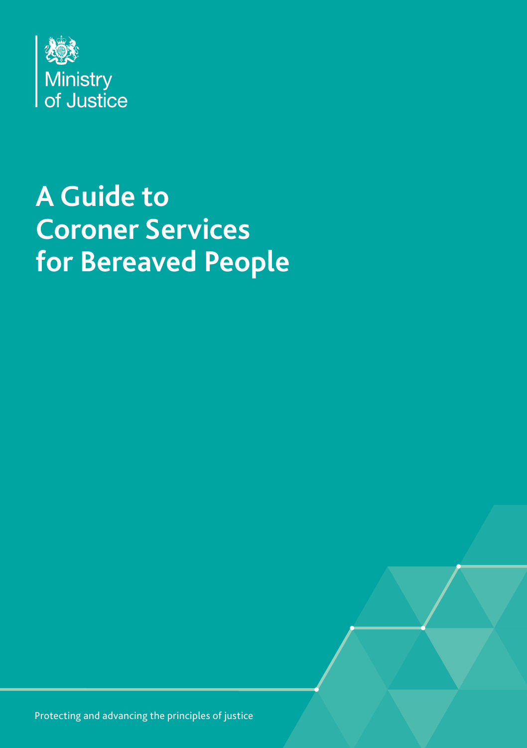Ministry of Justice

# A Guide to Coroner Services for Bereaved People

Protecting and advancing the principles of justice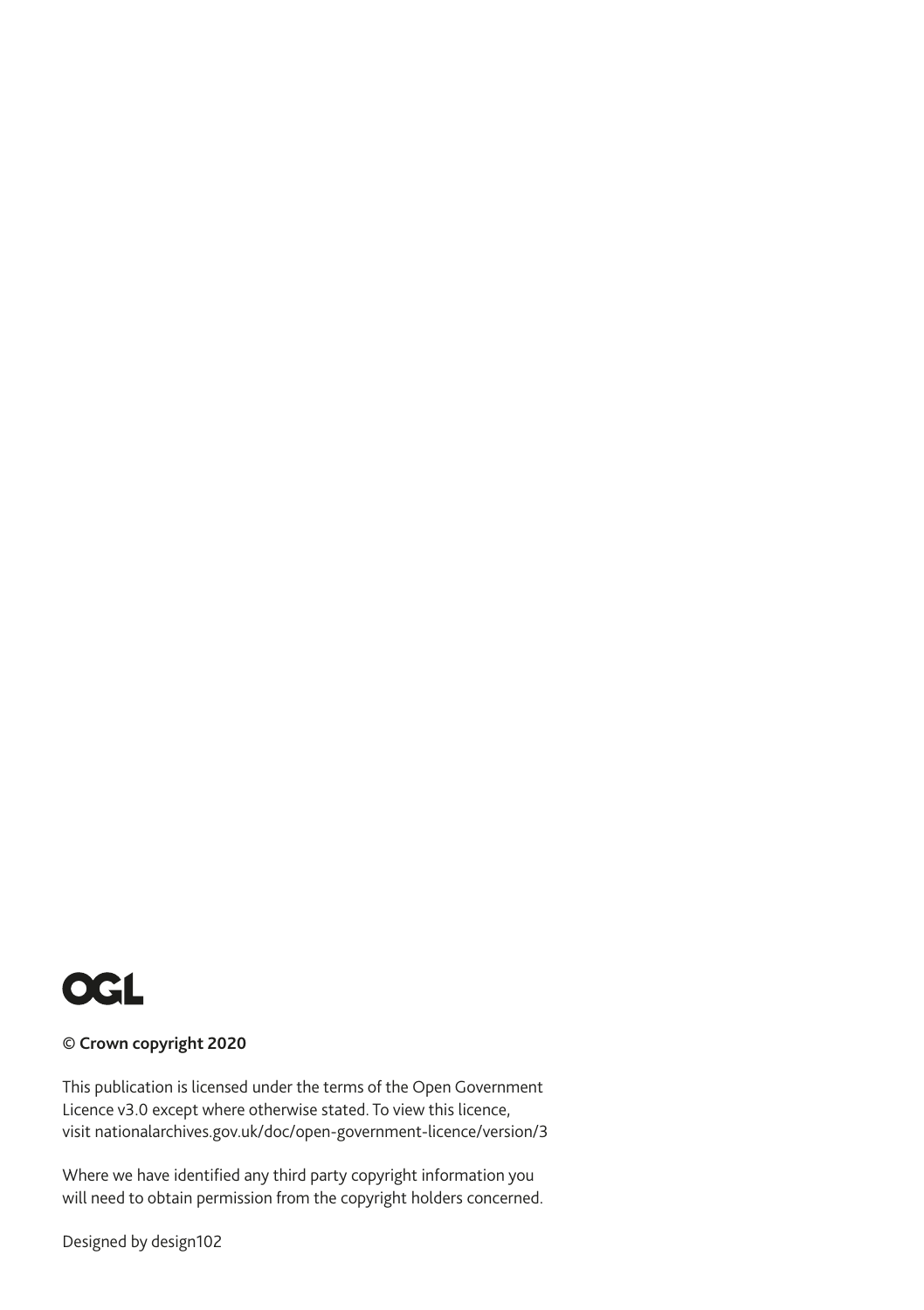OGL

**© Crown copyright 2020**

This publication is licensed under the terms of the Open Government Licence v3.0 except where otherwise stated. To view this licence, visit nationalarchives.gov.uk/doc/open-government-licence/version/3

Where we have identified any third party copyright information you will need to obtain permission from the copyright holders concerned.

Designed by design102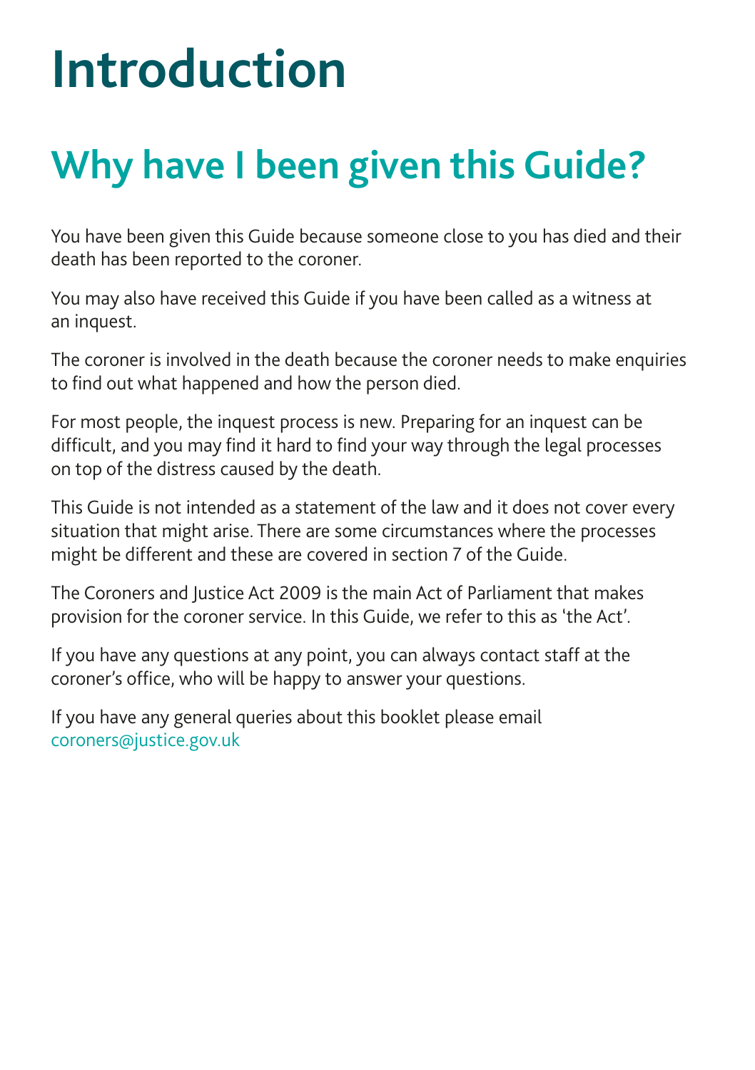# Introduction

## Why have I been given this Guide?

You have been given this Guide because someone close to you has died and their death has been reported to the coroner.

You may also have received this Guide if you have been called as a witness at an inquest.

The coroner is involved in the death because the coroner needs to make enquiries to find out what happened and how the person died.

For most people, the inquest process is new. Preparing for an inquest can be difficult, and you may find it hard to find your way through the legal processes on top of the distress caused by the death.

This Guide is not intended as a statement of the law and it does not cover every situation that might arise. There are some circumstances where the processes might be different and these are covered in section 7 of the Guide.

The Coroners and Justice Act 2009 is the main Act of Parliament that makes provision for the coroner service. In this Guide, we refer to this as 'the Act'.

If you have any questions at any point, you can always contact staff at the coroner's office, who will be happy to answer your questions.

If you have any general queries about this booklet please email coroners@justice.gov.uk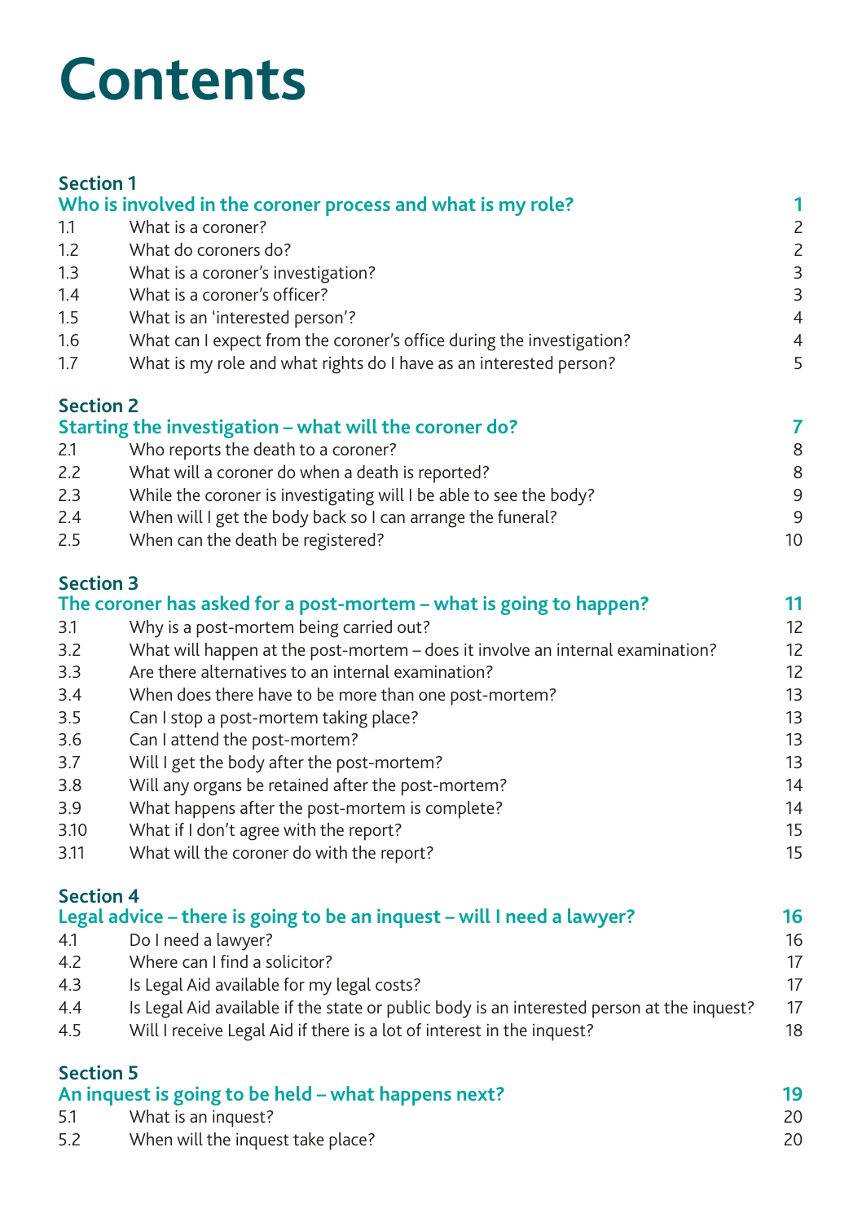# Contents

| | | |
|---|---|---|
| **Section 1** | | |
| **Who is involved in the coroner process and what is my role?** | | **1** |
| 1.1 | What is a coroner? | 2 |
| 1.2 | What do coroners do? | 2 |
| 1.3 | What is a coroner's investigation? | 3 |
| 1.4 | What is a coroner's officer? | 3 |
| 1.5 | What is an 'interested person'? | 4 |
| 1.6 | What can I expect from the coroner's office during the investigation? | 4 |
| 1.7 | What is my role and what rights do I have as an interested person? | 5 |
| **Section 2** | | |
| **Starting the investigation – what will the coroner do?** | | **7** |
| 2.1 | Who reports the death to a coroner? | 8 |
| 2.2 | What will a coroner do when a death is reported? | 8 |
| 2.3 | While the coroner is investigating will I be able to see the body? | 9 |
| 2.4 | When will I get the body back so I can arrange the funeral? | 9 |
| 2.5 | When can the death be registered? | 10 |
| **Section 3** | | |
| **The coroner has asked for a post-mortem – what is going to happen?** | | **11** |
| 3.1 | Why is a post-mortem being carried out? | 12 |
| 3.2 | What will happen at the post-mortem – does it involve an internal examination? | 12 |
| 3.3 | Are there alternatives to an internal examination? | 12 |
| 3.4 | When does there have to be more than one post-mortem? | 13 |
| 3.5 | Can I stop a post-mortem taking place? | 13 |
| 3.6 | Can I attend the post-mortem? | 13 |
| 3.7 | Will I get the body after the post-mortem? | 13 |
| 3.8 | Will any organs be retained after the post-mortem? | 14 |
| 3.9 | What happens after the post-mortem is complete? | 14 |
| 3.10 | What if I don't agree with the report? | 15 |
| 3.11 | What will the coroner do with the report? | 15 |
| **Section 4** | | |
| **Legal advice – there is going to be an inquest – will I need a lawyer?** | | **16** |
| 4.1 | Do I need a lawyer? | 16 |
| 4.2 | Where can I find a solicitor? | 17 |
| 4.3 | Is Legal Aid available for my legal costs? | 17 |
| 4.4 | Is Legal Aid available if the state or public body is an interested person at the inquest? | 17 |
| 4.5 | Will I receive Legal Aid if there is a lot of interest in the inquest? | 18 |
| **Section 5** | | |
| **An inquest is going to be held – what happens next?** | | **19** |
| 5.1 | What is an inquest? | 20 |
| 5.2 | When will the inquest take place? | 20 |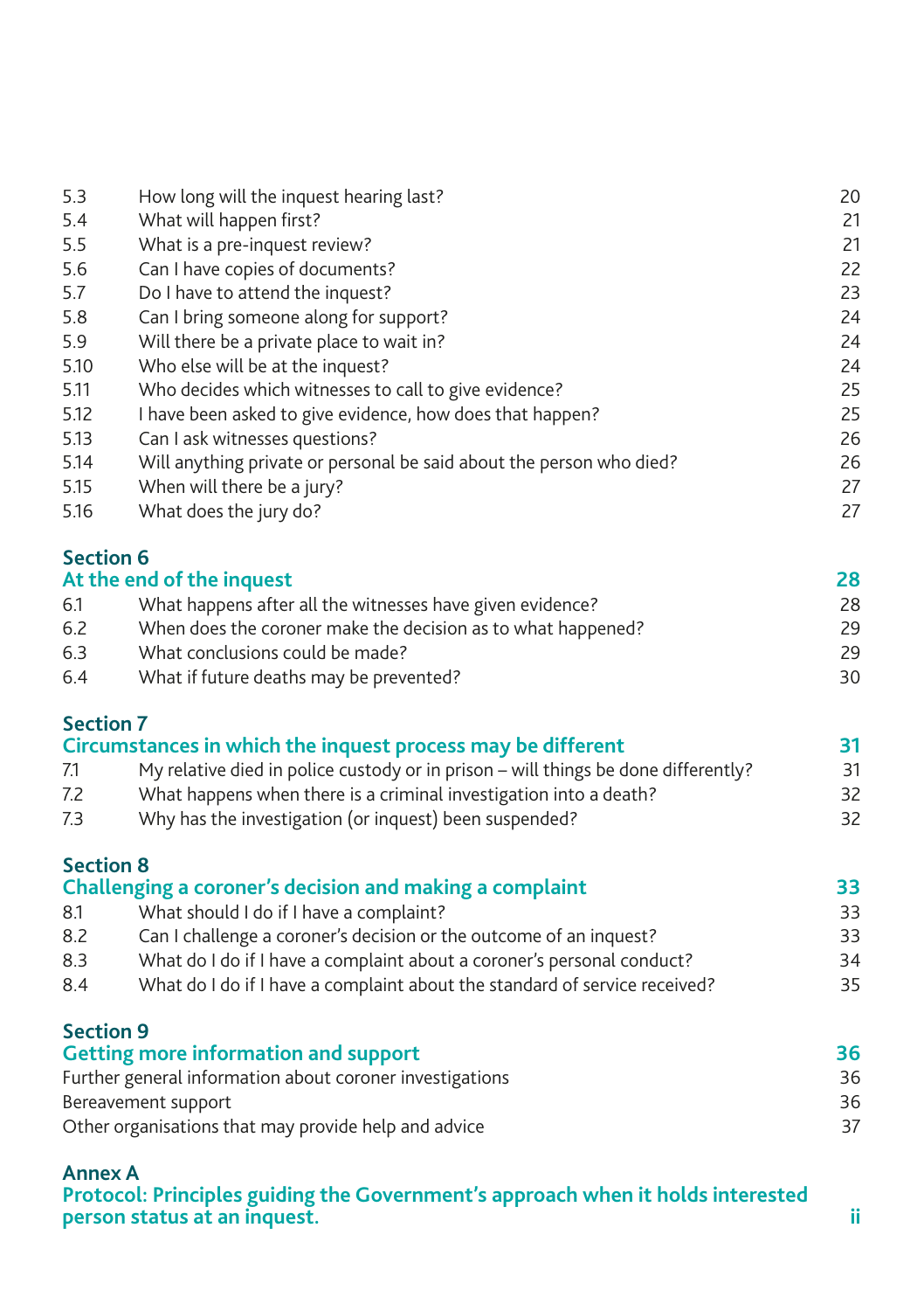| | | |
|---|---|---|
| 5.3 | How long will the inquest hearing last? | 20 |
| 5.4 | What will happen first? | 21 |
| 5.5 | What is a pre-inquest review? | 21 |
| 5.6 | Can I have copies of documents? | 22 |
| 5.7 | Do I have to attend the inquest? | 23 |
| 5.8 | Can I bring someone along for support? | 24 |
| 5.9 | Will there be a private place to wait in? | 24 |
| 5.10 | Who else will be at the inquest? | 24 |
| 5.11 | Who decides which witnesses to call to give evidence? | 25 |
| 5.12 | I have been asked to give evidence, how does that happen? | 25 |
| 5.13 | Can I ask witnesses questions? | 26 |
| 5.14 | Will anything private or personal be said about the person who died? | 26 |
| 5.15 | When will there be a jury? | 27 |
| 5.16 | What does the jury do? | 27 |

**Section 6**
**At the end of the inquest** — **28**

| | | |
|---|---|---|
| 6.1 | What happens after all the witnesses have given evidence? | 28 |
| 6.2 | When does the coroner make the decision as to what happened? | 29 |
| 6.3 | What conclusions could be made? | 29 |
| 6.4 | What if future deaths may be prevented? | 30 |

**Section 7**
**Circumstances in which the inquest process may be different** — **31**

| | | |
|---|---|---|
| 7.1 | My relative died in police custody or in prison – will things be done differently? | 31 |
| 7.2 | What happens when there is a criminal investigation into a death? | 32 |
| 7.3 | Why has the investigation (or inquest) been suspended? | 32 |

**Section 8**
**Challenging a coroner's decision and making a complaint** — **33**

| | | |
|---|---|---|
| 8.1 | What should I do if I have a complaint? | 33 |
| 8.2 | Can I challenge a coroner's decision or the outcome of an inquest? | 33 |
| 8.3 | What do I do if I have a complaint about a coroner's personal conduct? | 34 |
| 8.4 | What do I do if I have a complaint about the standard of service received? | 35 |

**Section 9**
**Getting more information and support** — **36**

| | |
|---|---|
| Further general information about coroner investigations | 36 |
| Bereavement support | 36 |
| Other organisations that may provide help and advice | 37 |

**Annex A**
**Protocol: Principles guiding the Government's approach when it holds interested person status at an inquest.** — **ii**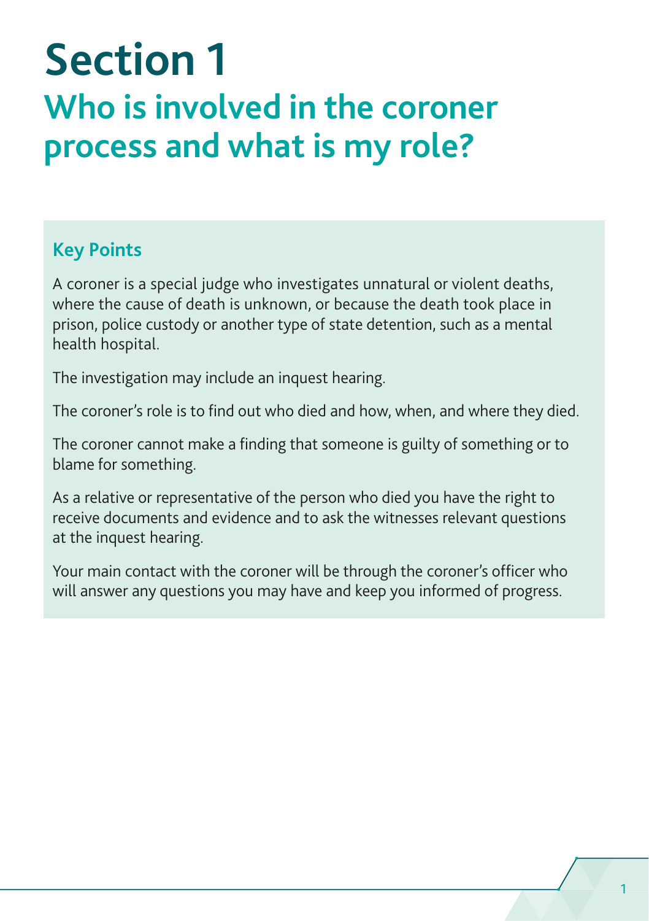# Section 1

## Who is involved in the coroner process and what is my role?

### Key Points

A coroner is a special judge who investigates unnatural or violent deaths, where the cause of death is unknown, or because the death took place in prison, police custody or another type of state detention, such as a mental health hospital.

The investigation may include an inquest hearing.

The coroner's role is to find out who died and how, when, and where they died.

The coroner cannot make a finding that someone is guilty of something or to blame for something.

As a relative or representative of the person who died you have the right to receive documents and evidence and to ask the witnesses relevant questions at the inquest hearing.

Your main contact with the coroner will be through the coroner's officer who will answer any questions you may have and keep you informed of progress.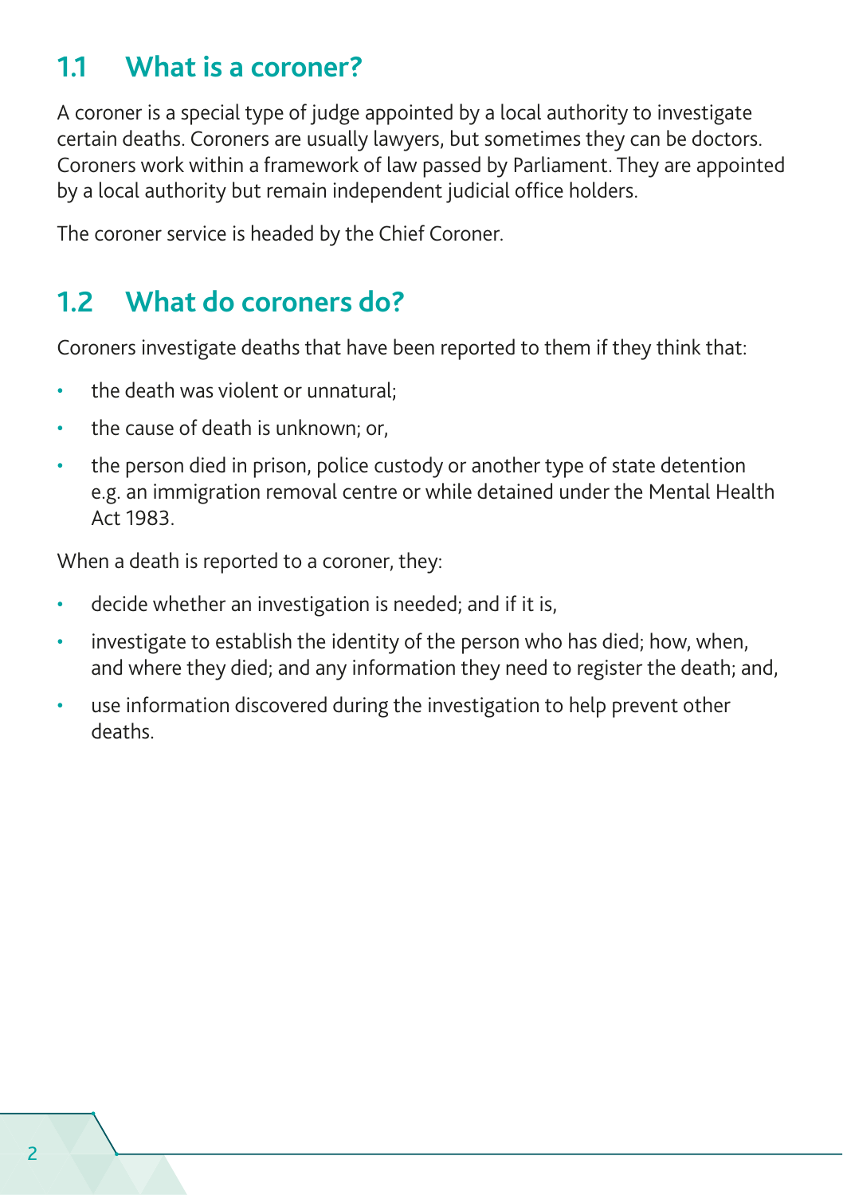## 1.1 What is a coroner?

A coroner is a special type of judge appointed by a local authority to investigate certain deaths. Coroners are usually lawyers, but sometimes they can be doctors. Coroners work within a framework of law passed by Parliament. They are appointed by a local authority but remain independent judicial office holders.

The coroner service is headed by the Chief Coroner.

## 1.2 What do coroners do?

Coroners investigate deaths that have been reported to them if they think that:

- the death was violent or unnatural;
- the cause of death is unknown; or,
- the person died in prison, police custody or another type of state detention e.g. an immigration removal centre or while detained under the Mental Health Act 1983.

When a death is reported to a coroner, they:

- decide whether an investigation is needed; and if it is,
- investigate to establish the identity of the person who has died; how, when, and where they died; and any information they need to register the death; and,
- use information discovered during the investigation to help prevent other deaths.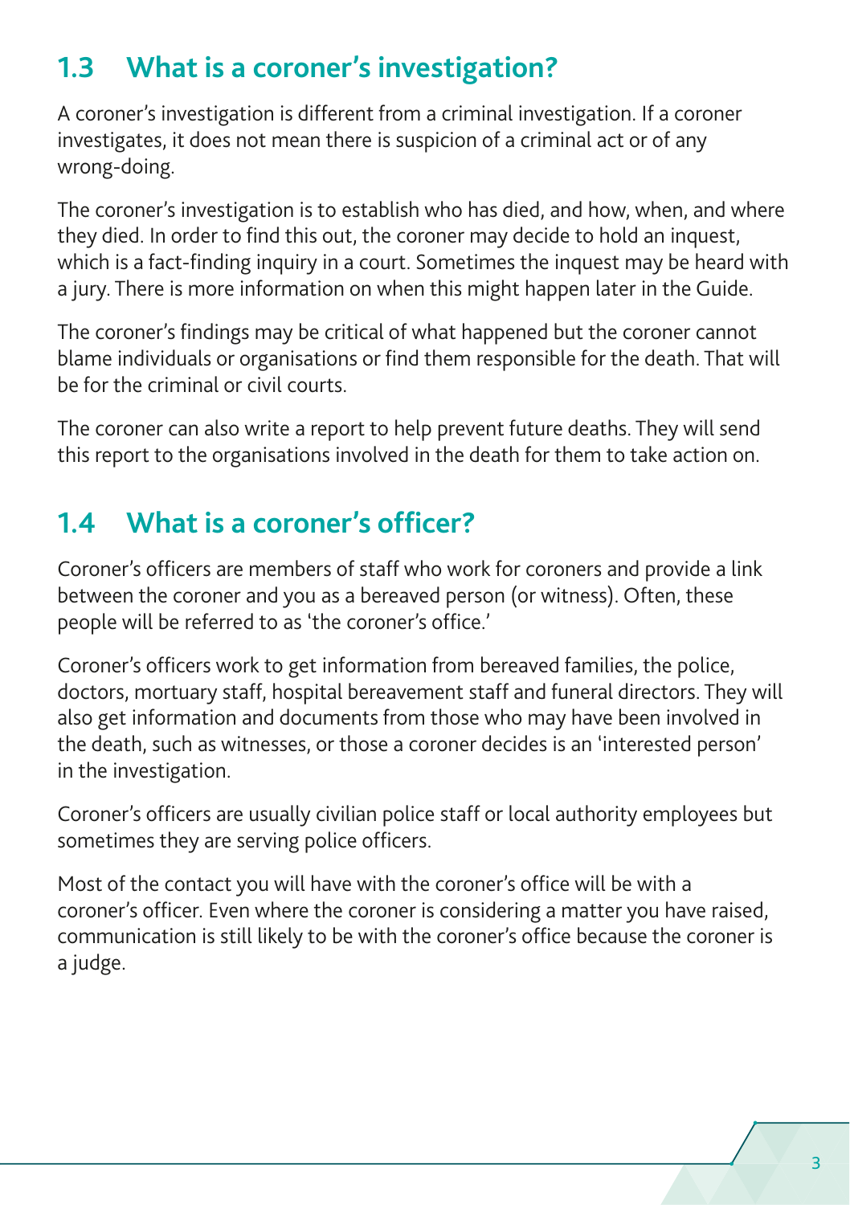## 1.3 What is a coroner's investigation?

A coroner's investigation is different from a criminal investigation. If a coroner investigates, it does not mean there is suspicion of a criminal act or of any wrong-doing.

The coroner's investigation is to establish who has died, and how, when, and where they died. In order to find this out, the coroner may decide to hold an inquest, which is a fact-finding inquiry in a court. Sometimes the inquest may be heard with a jury. There is more information on when this might happen later in the Guide.

The coroner's findings may be critical of what happened but the coroner cannot blame individuals or organisations or find them responsible for the death. That will be for the criminal or civil courts.

The coroner can also write a report to help prevent future deaths. They will send this report to the organisations involved in the death for them to take action on.

## 1.4 What is a coroner's officer?

Coroner's officers are members of staff who work for coroners and provide a link between the coroner and you as a bereaved person (or witness). Often, these people will be referred to as 'the coroner's office.'

Coroner's officers work to get information from bereaved families, the police, doctors, mortuary staff, hospital bereavement staff and funeral directors. They will also get information and documents from those who may have been involved in the death, such as witnesses, or those a coroner decides is an 'interested person' in the investigation.

Coroner's officers are usually civilian police staff or local authority employees but sometimes they are serving police officers.

Most of the contact you will have with the coroner's office will be with a coroner's officer. Even where the coroner is considering a matter you have raised, communication is still likely to be with the coroner's office because the coroner is a judge.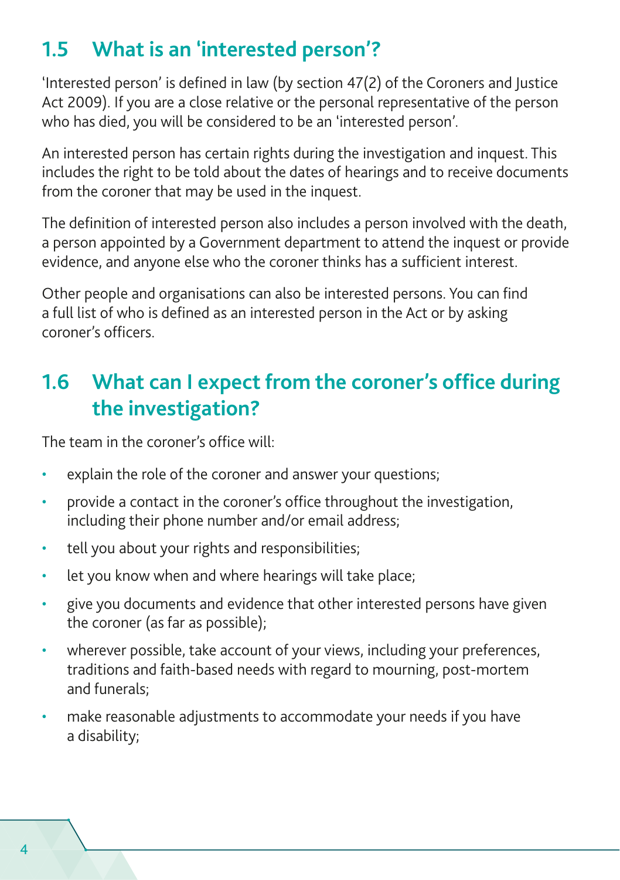## 1.5 What is an 'interested person'?

'Interested person' is defined in law (by section 47(2) of the Coroners and Justice Act 2009). If you are a close relative or the personal representative of the person who has died, you will be considered to be an 'interested person'.

An interested person has certain rights during the investigation and inquest. This includes the right to be told about the dates of hearings and to receive documents from the coroner that may be used in the inquest.

The definition of interested person also includes a person involved with the death, a person appointed by a Government department to attend the inquest or provide evidence, and anyone else who the coroner thinks has a sufficient interest.

Other people and organisations can also be interested persons. You can find a full list of who is defined as an interested person in the Act or by asking coroner's officers.

## 1.6 What can I expect from the coroner's office during the investigation?

The team in the coroner's office will:

- explain the role of the coroner and answer your questions;
- provide a contact in the coroner's office throughout the investigation, including their phone number and/or email address;
- tell you about your rights and responsibilities;
- let you know when and where hearings will take place;
- give you documents and evidence that other interested persons have given the coroner (as far as possible);
- wherever possible, take account of your views, including your preferences, traditions and faith-based needs with regard to mourning, post-mortem and funerals;
- make reasonable adjustments to accommodate your needs if you have a disability;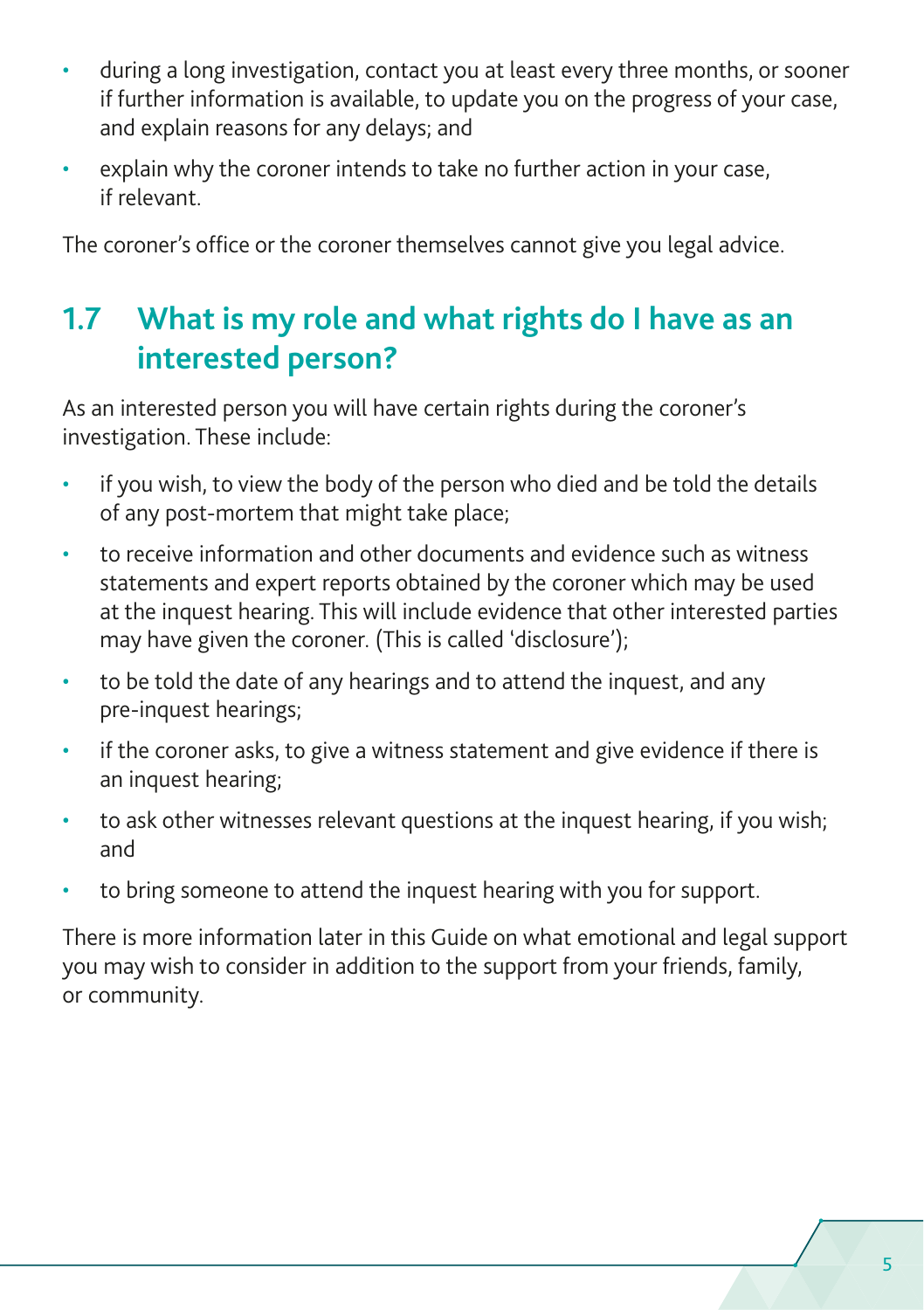- during a long investigation, contact you at least every three months, or sooner if further information is available, to update you on the progress of your case, and explain reasons for any delays; and
- explain why the coroner intends to take no further action in your case, if relevant.

The coroner's office or the coroner themselves cannot give you legal advice.

## 1.7 What is my role and what rights do I have as an interested person?

As an interested person you will have certain rights during the coroner's investigation. These include:

- if you wish, to view the body of the person who died and be told the details of any post-mortem that might take place;
- to receive information and other documents and evidence such as witness statements and expert reports obtained by the coroner which may be used at the inquest hearing. This will include evidence that other interested parties may have given the coroner. (This is called 'disclosure');
- to be told the date of any hearings and to attend the inquest, and any pre-inquest hearings;
- if the coroner asks, to give a witness statement and give evidence if there is an inquest hearing;
- to ask other witnesses relevant questions at the inquest hearing, if you wish; and
- to bring someone to attend the inquest hearing with you for support.

There is more information later in this Guide on what emotional and legal support you may wish to consider in addition to the support from your friends, family, or community.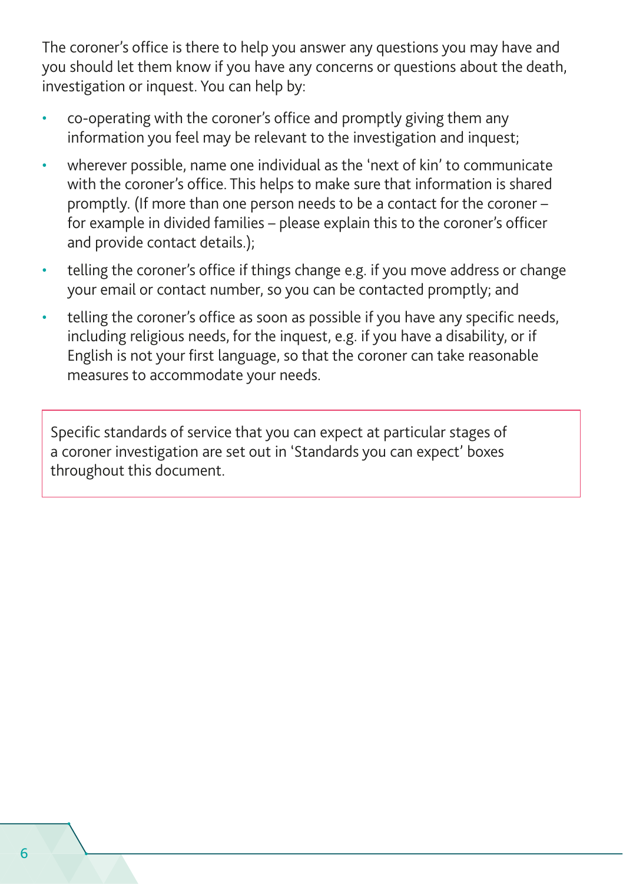The coroner's office is there to help you answer any questions you may have and you should let them know if you have any concerns or questions about the death, investigation or inquest. You can help by:

- co-operating with the coroner's office and promptly giving them any information you feel may be relevant to the investigation and inquest;
- wherever possible, name one individual as the 'next of kin' to communicate with the coroner's office. This helps to make sure that information is shared promptly. (If more than one person needs to be a contact for the coroner – for example in divided families – please explain this to the coroner's officer and provide contact details.);
- telling the coroner's office if things change e.g. if you move address or change your email or contact number, so you can be contacted promptly; and
- telling the coroner's office as soon as possible if you have any specific needs, including religious needs, for the inquest, e.g. if you have a disability, or if English is not your first language, so that the coroner can take reasonable measures to accommodate your needs.

> Specific standards of service that you can expect at particular stages of a coroner investigation are set out in 'Standards you can expect' boxes throughout this document.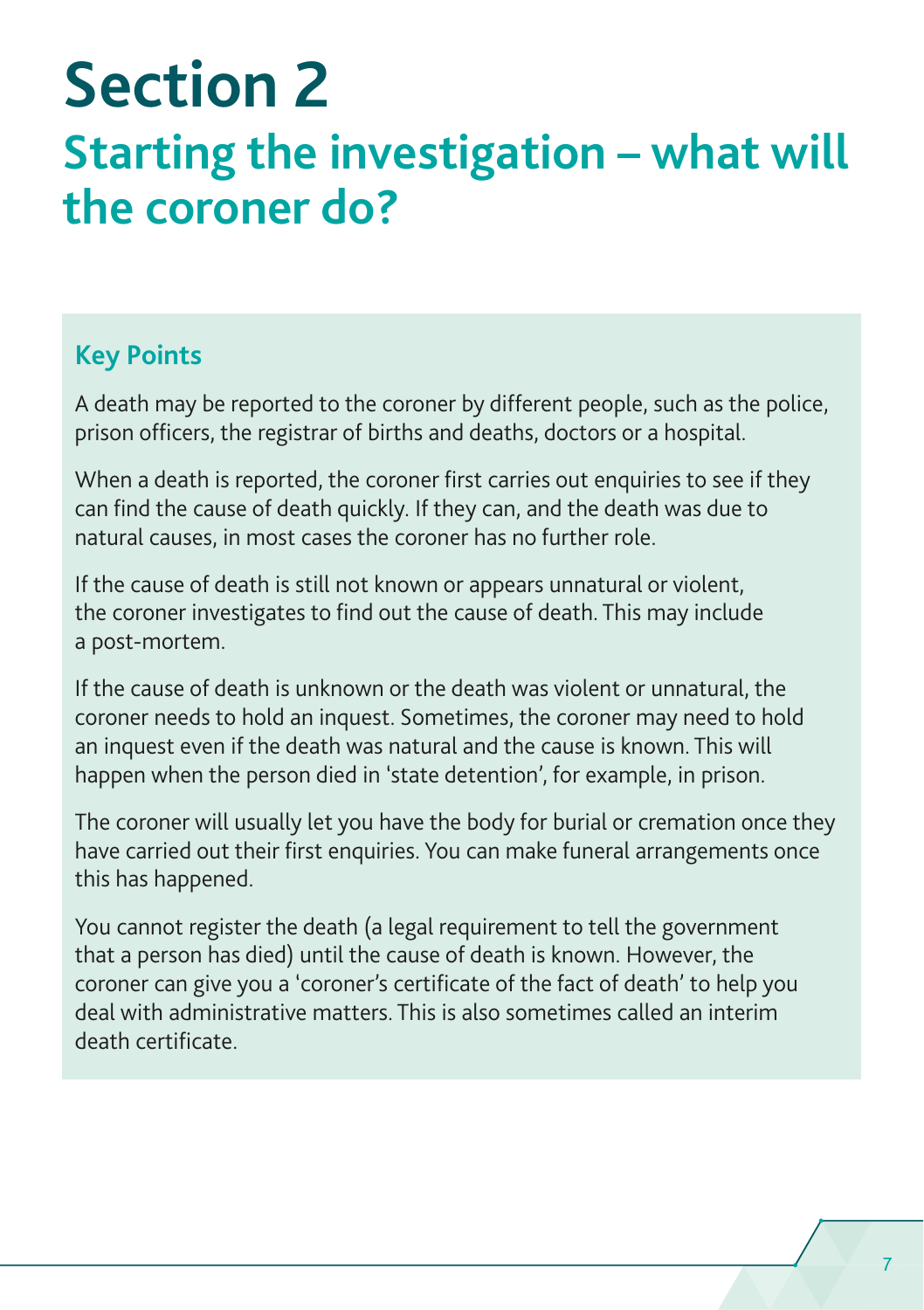# Section 2

## Starting the investigation – what will the coroner do?

### Key Points

A death may be reported to the coroner by different people, such as the police, prison officers, the registrar of births and deaths, doctors or a hospital.

When a death is reported, the coroner first carries out enquiries to see if they can find the cause of death quickly. If they can, and the death was due to natural causes, in most cases the coroner has no further role.

If the cause of death is still not known or appears unnatural or violent, the coroner investigates to find out the cause of death. This may include a post-mortem.

If the cause of death is unknown or the death was violent or unnatural, the coroner needs to hold an inquest. Sometimes, the coroner may need to hold an inquest even if the death was natural and the cause is known. This will happen when the person died in 'state detention', for example, in prison.

The coroner will usually let you have the body for burial or cremation once they have carried out their first enquiries. You can make funeral arrangements once this has happened.

You cannot register the death (a legal requirement to tell the government that a person has died) until the cause of death is known. However, the coroner can give you a 'coroner's certificate of the fact of death' to help you deal with administrative matters. This is also sometimes called an interim death certificate.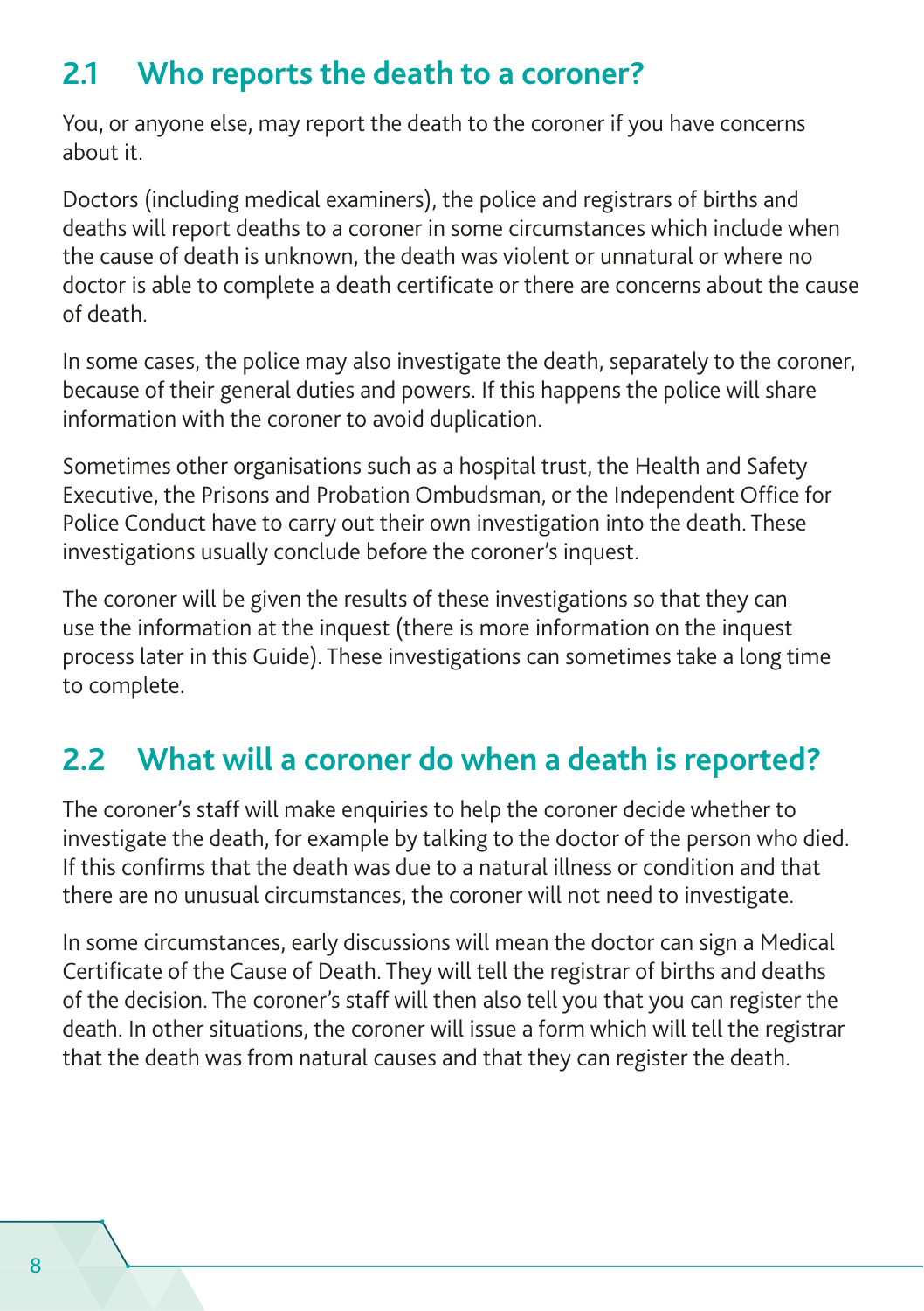## 2.1 Who reports the death to a coroner?

You, or anyone else, may report the death to the coroner if you have concerns about it.

Doctors (including medical examiners), the police and registrars of births and deaths will report deaths to a coroner in some circumstances which include when the cause of death is unknown, the death was violent or unnatural or where no doctor is able to complete a death certificate or there are concerns about the cause of death.

In some cases, the police may also investigate the death, separately to the coroner, because of their general duties and powers. If this happens the police will share information with the coroner to avoid duplication.

Sometimes other organisations such as a hospital trust, the Health and Safety Executive, the Prisons and Probation Ombudsman, or the Independent Office for Police Conduct have to carry out their own investigation into the death. These investigations usually conclude before the coroner's inquest.

The coroner will be given the results of these investigations so that they can use the information at the inquest (there is more information on the inquest process later in this Guide). These investigations can sometimes take a long time to complete.

## 2.2 What will a coroner do when a death is reported?

The coroner's staff will make enquiries to help the coroner decide whether to investigate the death, for example by talking to the doctor of the person who died. If this confirms that the death was due to a natural illness or condition and that there are no unusual circumstances, the coroner will not need to investigate.

In some circumstances, early discussions will mean the doctor can sign a Medical Certificate of the Cause of Death. They will tell the registrar of births and deaths of the decision. The coroner's staff will then also tell you that you can register the death. In other situations, the coroner will issue a form which will tell the registrar that the death was from natural causes and that they can register the death.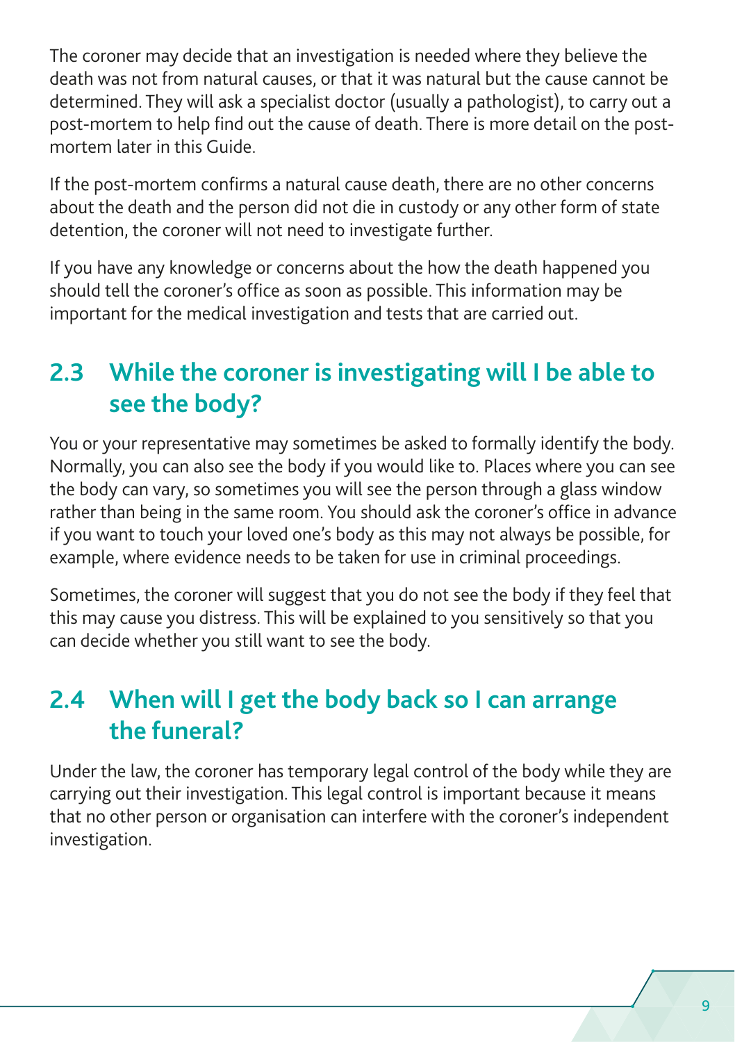The coroner may decide that an investigation is needed where they believe the death was not from natural causes, or that it was natural but the cause cannot be determined. They will ask a specialist doctor (usually a pathologist), to carry out a post-mortem to help find out the cause of death. There is more detail on the post-mortem later in this Guide.

If the post-mortem confirms a natural cause death, there are no other concerns about the death and the person did not die in custody or any other form of state detention, the coroner will not need to investigate further.

If you have any knowledge or concerns about the how the death happened you should tell the coroner's office as soon as possible. This information may be important for the medical investigation and tests that are carried out.

## 2.3 While the coroner is investigating will I be able to see the body?

You or your representative may sometimes be asked to formally identify the body. Normally, you can also see the body if you would like to. Places where you can see the body can vary, so sometimes you will see the person through a glass window rather than being in the same room. You should ask the coroner's office in advance if you want to touch your loved one's body as this may not always be possible, for example, where evidence needs to be taken for use in criminal proceedings.

Sometimes, the coroner will suggest that you do not see the body if they feel that this may cause you distress. This will be explained to you sensitively so that you can decide whether you still want to see the body.

## 2.4 When will I get the body back so I can arrange the funeral?

Under the law, the coroner has temporary legal control of the body while they are carrying out their investigation. This legal control is important because it means that no other person or organisation can interfere with the coroner's independent investigation.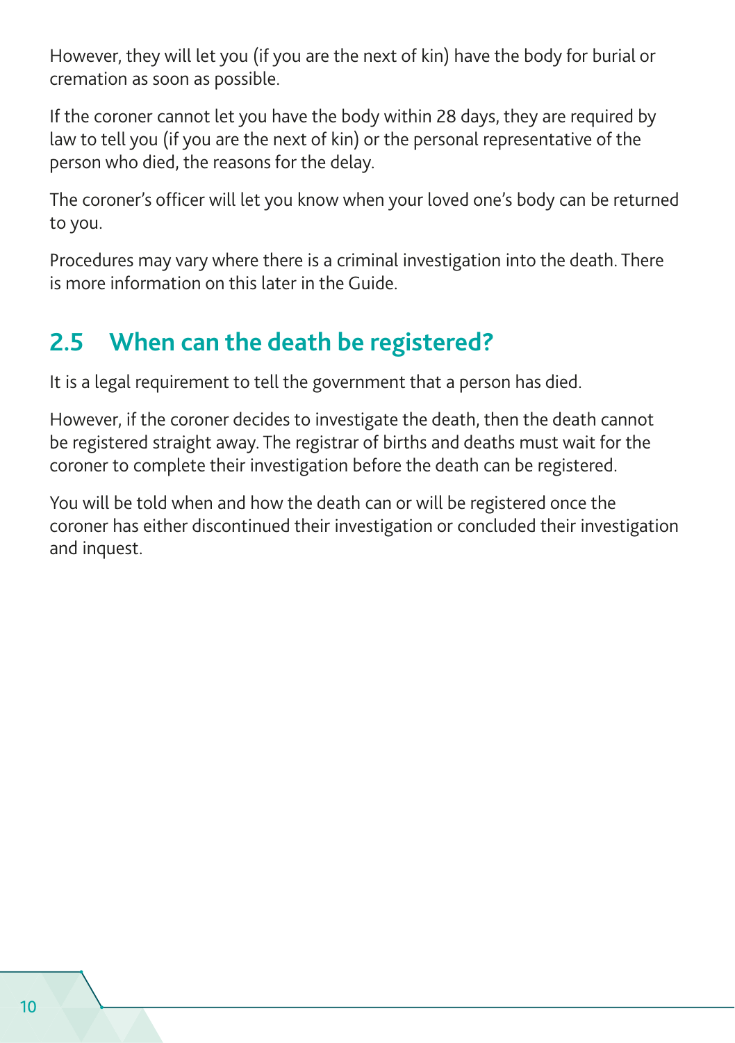However, they will let you (if you are the next of kin) have the body for burial or cremation as soon as possible.

If the coroner cannot let you have the body within 28 days, they are required by law to tell you (if you are the next of kin) or the personal representative of the person who died, the reasons for the delay.

The coroner's officer will let you know when your loved one's body can be returned to you.

Procedures may vary where there is a criminal investigation into the death. There is more information on this later in the Guide.

## 2.5 When can the death be registered?

It is a legal requirement to tell the government that a person has died.

However, if the coroner decides to investigate the death, then the death cannot be registered straight away. The registrar of births and deaths must wait for the coroner to complete their investigation before the death can be registered.

You will be told when and how the death can or will be registered once the coroner has either discontinued their investigation or concluded their investigation and inquest.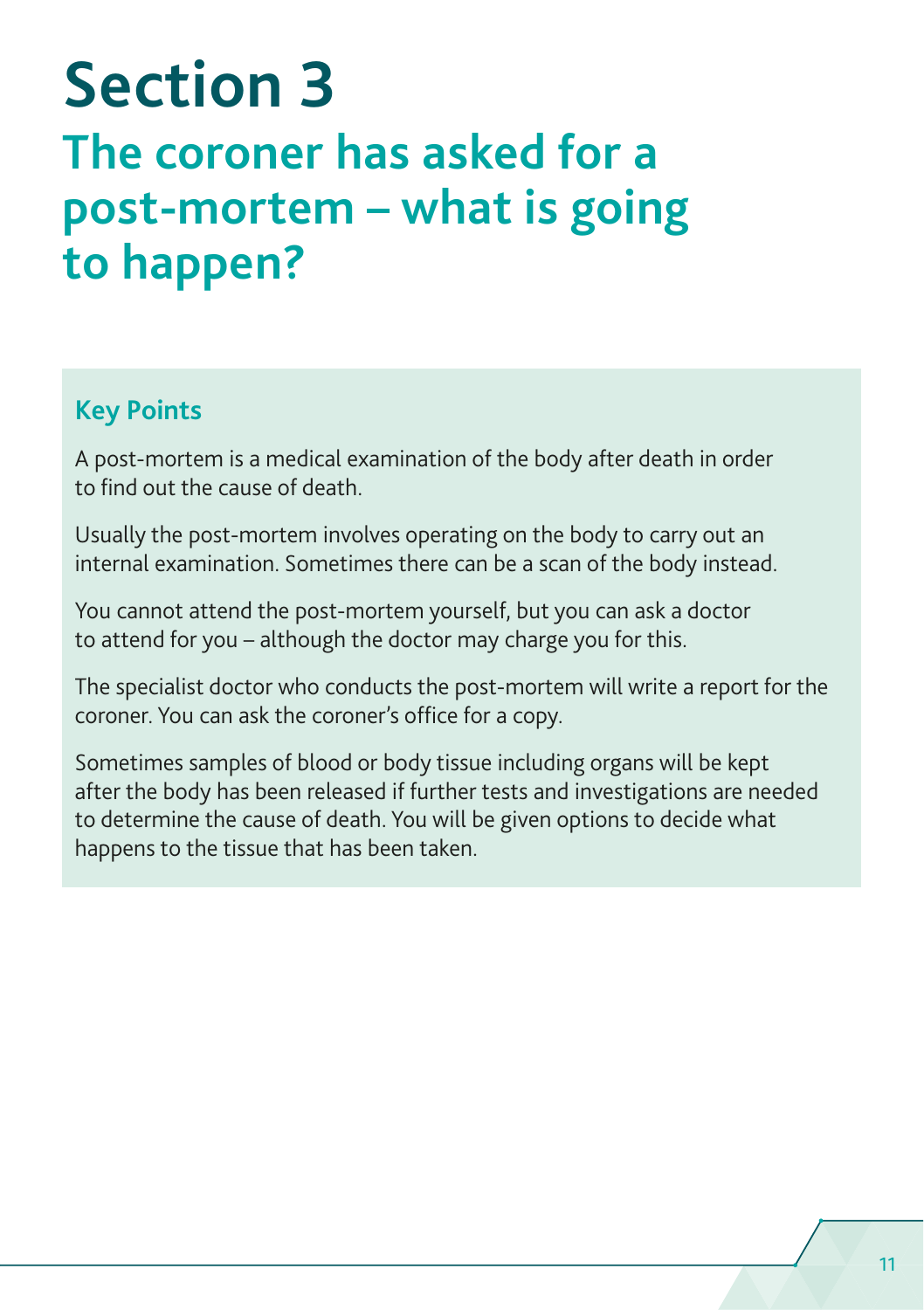# Section 3

## The coroner has asked for a post-mortem – what is going to happen?

### Key Points

A post-mortem is a medical examination of the body after death in order to find out the cause of death.

Usually the post-mortem involves operating on the body to carry out an internal examination. Sometimes there can be a scan of the body instead.

You cannot attend the post-mortem yourself, but you can ask a doctor to attend for you – although the doctor may charge you for this.

The specialist doctor who conducts the post-mortem will write a report for the coroner. You can ask the coroner's office for a copy.

Sometimes samples of blood or body tissue including organs will be kept after the body has been released if further tests and investigations are needed to determine the cause of death. You will be given options to decide what happens to the tissue that has been taken.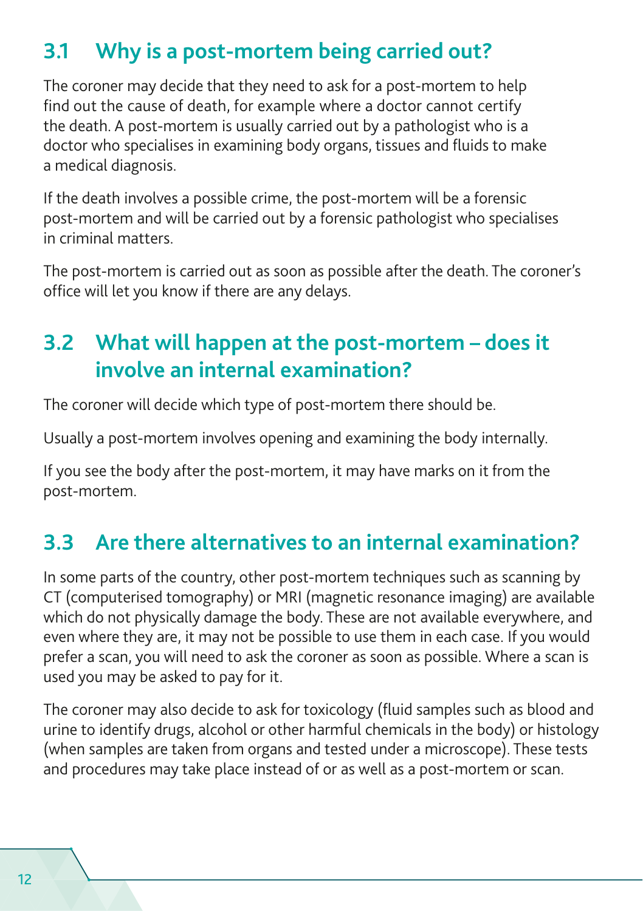## 3.1 Why is a post-mortem being carried out?

The coroner may decide that they need to ask for a post-mortem to help find out the cause of death, for example where a doctor cannot certify the death. A post-mortem is usually carried out by a pathologist who is a doctor who specialises in examining body organs, tissues and fluids to make a medical diagnosis.

If the death involves a possible crime, the post-mortem will be a forensic post-mortem and will be carried out by a forensic pathologist who specialises in criminal matters.

The post-mortem is carried out as soon as possible after the death. The coroner's office will let you know if there are any delays.

## 3.2 What will happen at the post-mortem – does it involve an internal examination?

The coroner will decide which type of post-mortem there should be.

Usually a post-mortem involves opening and examining the body internally.

If you see the body after the post-mortem, it may have marks on it from the post-mortem.

## 3.3 Are there alternatives to an internal examination?

In some parts of the country, other post-mortem techniques such as scanning by CT (computerised tomography) or MRI (magnetic resonance imaging) are available which do not physically damage the body. These are not available everywhere, and even where they are, it may not be possible to use them in each case. If you would prefer a scan, you will need to ask the coroner as soon as possible. Where a scan is used you may be asked to pay for it.

The coroner may also decide to ask for toxicology (fluid samples such as blood and urine to identify drugs, alcohol or other harmful chemicals in the body) or histology (when samples are taken from organs and tested under a microscope). These tests and procedures may take place instead of or as well as a post-mortem or scan.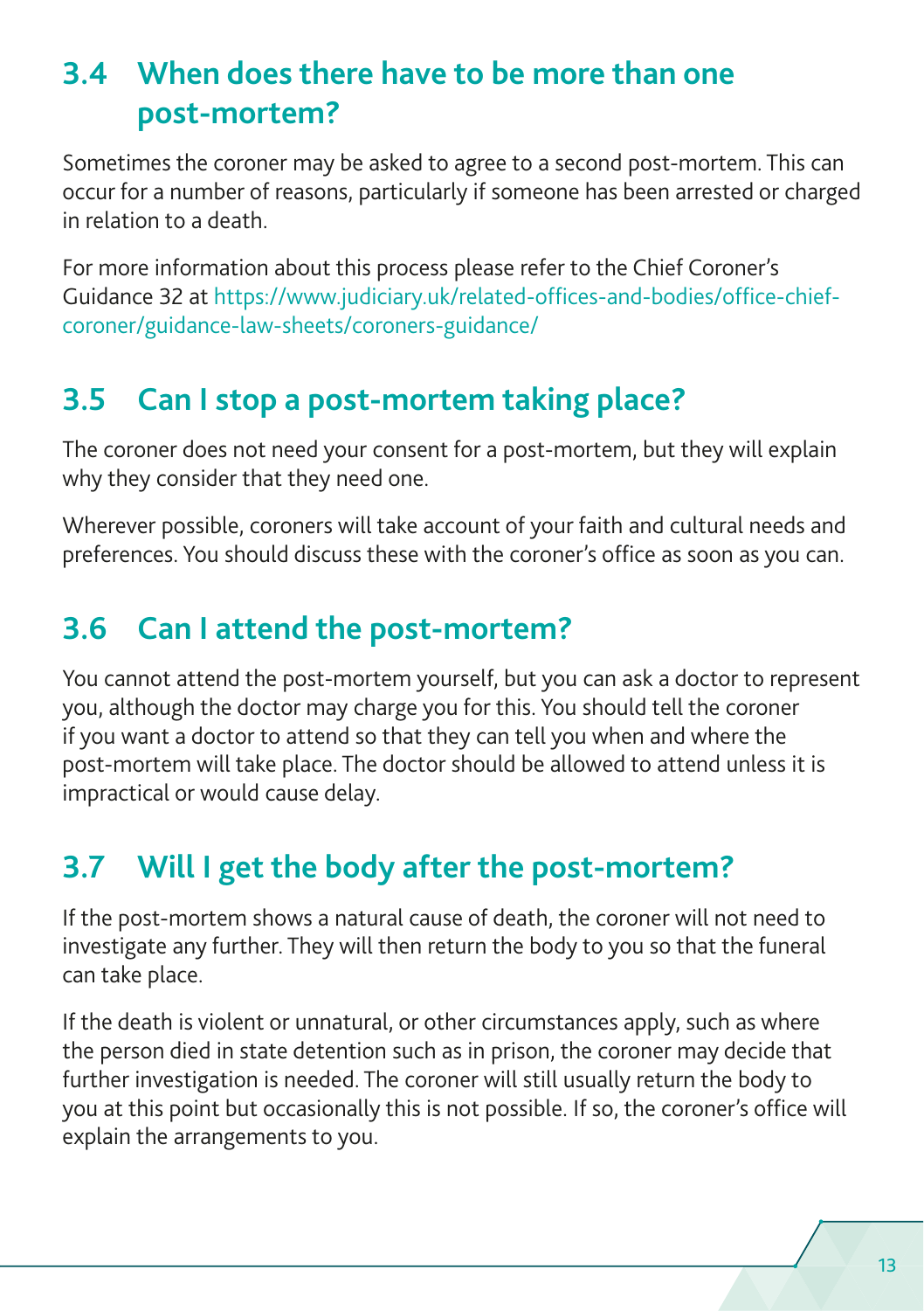## 3.4 When does there have to be more than one post-mortem?

Sometimes the coroner may be asked to agree to a second post-mortem. This can occur for a number of reasons, particularly if someone has been arrested or charged in relation to a death.

For more information about this process please refer to the Chief Coroner's Guidance 32 at https://www.judiciary.uk/related-offices-and-bodies/office-chief-coroner/guidance-law-sheets/coroners-guidance/

## 3.5 Can I stop a post-mortem taking place?

The coroner does not need your consent for a post-mortem, but they will explain why they consider that they need one.

Wherever possible, coroners will take account of your faith and cultural needs and preferences. You should discuss these with the coroner's office as soon as you can.

## 3.6 Can I attend the post-mortem?

You cannot attend the post-mortem yourself, but you can ask a doctor to represent you, although the doctor may charge you for this. You should tell the coroner if you want a doctor to attend so that they can tell you when and where the post-mortem will take place. The doctor should be allowed to attend unless it is impractical or would cause delay.

## 3.7 Will I get the body after the post-mortem?

If the post-mortem shows a natural cause of death, the coroner will not need to investigate any further. They will then return the body to you so that the funeral can take place.

If the death is violent or unnatural, or other circumstances apply, such as where the person died in state detention such as in prison, the coroner may decide that further investigation is needed. The coroner will still usually return the body to you at this point but occasionally this is not possible. If so, the coroner's office will explain the arrangements to you.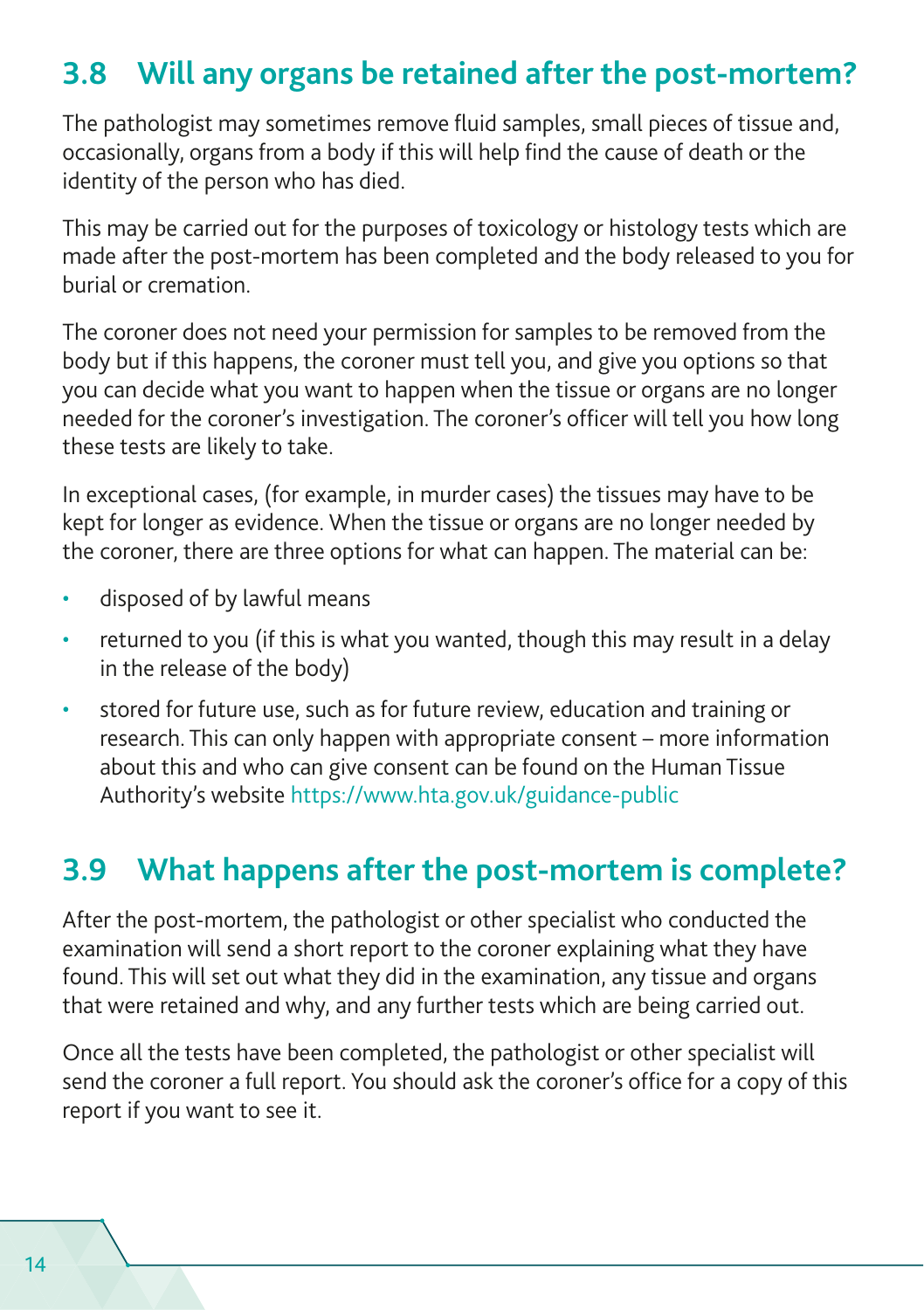## 3.8 Will any organs be retained after the post-mortem?

The pathologist may sometimes remove fluid samples, small pieces of tissue and, occasionally, organs from a body if this will help find the cause of death or the identity of the person who has died.

This may be carried out for the purposes of toxicology or histology tests which are made after the post-mortem has been completed and the body released to you for burial or cremation.

The coroner does not need your permission for samples to be removed from the body but if this happens, the coroner must tell you, and give you options so that you can decide what you want to happen when the tissue or organs are no longer needed for the coroner's investigation. The coroner's officer will tell you how long these tests are likely to take.

In exceptional cases, (for example, in murder cases) the tissues may have to be kept for longer as evidence. When the tissue or organs are no longer needed by the coroner, there are three options for what can happen. The material can be:

- disposed of by lawful means
- returned to you (if this is what you wanted, though this may result in a delay in the release of the body)
- stored for future use, such as for future review, education and training or research. This can only happen with appropriate consent – more information about this and who can give consent can be found on the Human Tissue Authority's website https://www.hta.gov.uk/guidance-public

## 3.9 What happens after the post-mortem is complete?

After the post-mortem, the pathologist or other specialist who conducted the examination will send a short report to the coroner explaining what they have found. This will set out what they did in the examination, any tissue and organs that were retained and why, and any further tests which are being carried out.

Once all the tests have been completed, the pathologist or other specialist will send the coroner a full report. You should ask the coroner's office for a copy of this report if you want to see it.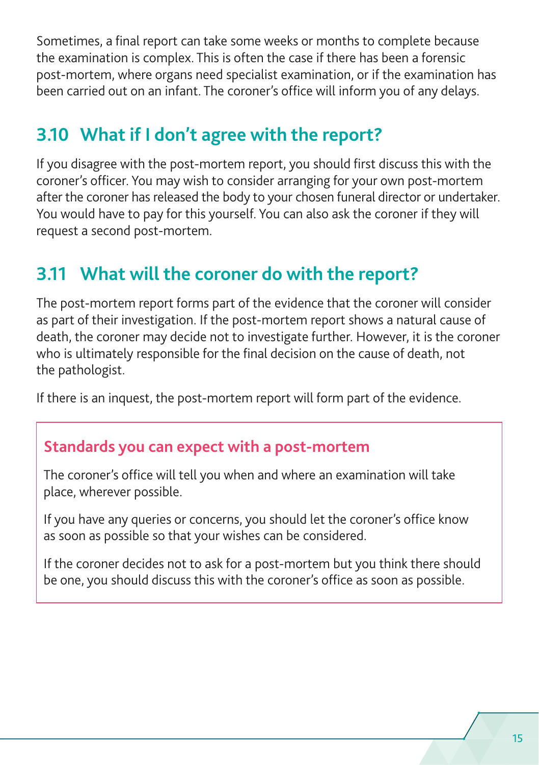Sometimes, a final report can take some weeks or months to complete because the examination is complex. This is often the case if there has been a forensic post-mortem, where organs need specialist examination, or if the examination has been carried out on an infant. The coroner's office will inform you of any delays.

## 3.10 What if I don't agree with the report?

If you disagree with the post-mortem report, you should first discuss this with the coroner's officer. You may wish to consider arranging for your own post-mortem after the coroner has released the body to your chosen funeral director or undertaker. You would have to pay for this yourself. You can also ask the coroner if they will request a second post-mortem.

## 3.11 What will the coroner do with the report?

The post-mortem report forms part of the evidence that the coroner will consider as part of their investigation. If the post-mortem report shows a natural cause of death, the coroner may decide not to investigate further. However, it is the coroner who is ultimately responsible for the final decision on the cause of death, not the pathologist.

If there is an inquest, the post-mortem report will form part of the evidence.

### Standards you can expect with a post-mortem

The coroner's office will tell you when and where an examination will take place, wherever possible.

If you have any queries or concerns, you should let the coroner's office know as soon as possible so that your wishes can be considered.

If the coroner decides not to ask for a post-mortem but you think there should be one, you should discuss this with the coroner's office as soon as possible.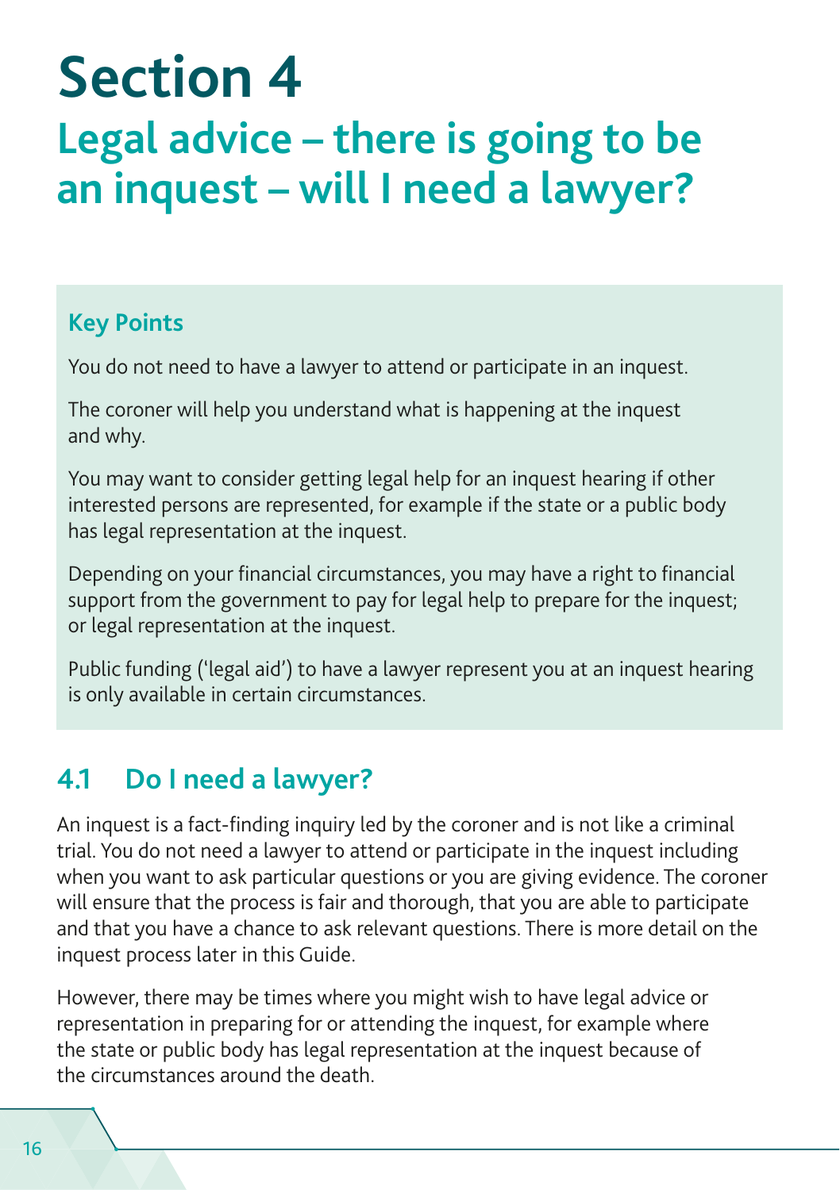# Section 4

## Legal advice – there is going to be an inquest – will I need a lawyer?

### Key Points

You do not need to have a lawyer to attend or participate in an inquest.

The coroner will help you understand what is happening at the inquest and why.

You may want to consider getting legal help for an inquest hearing if other interested persons are represented, for example if the state or a public body has legal representation at the inquest.

Depending on your financial circumstances, you may have a right to financial support from the government to pay for legal help to prepare for the inquest; or legal representation at the inquest.

Public funding ('legal aid') to have a lawyer represent you at an inquest hearing is only available in certain circumstances.

### 4.1 Do I need a lawyer?

An inquest is a fact-finding inquiry led by the coroner and is not like a criminal trial. You do not need a lawyer to attend or participate in the inquest including when you want to ask particular questions or you are giving evidence. The coroner will ensure that the process is fair and thorough, that you are able to participate and that you have a chance to ask relevant questions. There is more detail on the inquest process later in this Guide.

However, there may be times where you might wish to have legal advice or representation in preparing for or attending the inquest, for example where the state or public body has legal representation at the inquest because of the circumstances around the death.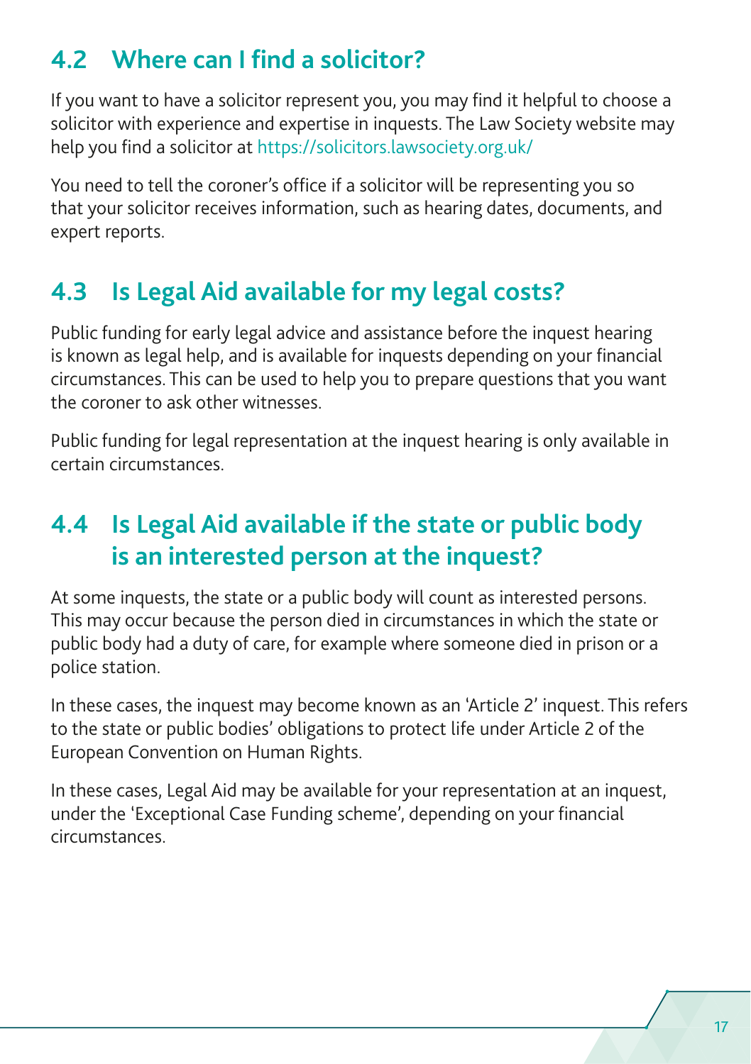## 4.2 Where can I find a solicitor?

If you want to have a solicitor represent you, you may find it helpful to choose a solicitor with experience and expertise in inquests. The Law Society website may help you find a solicitor at https://solicitors.lawsociety.org.uk/

You need to tell the coroner's office if a solicitor will be representing you so that your solicitor receives information, such as hearing dates, documents, and expert reports.

## 4.3 Is Legal Aid available for my legal costs?

Public funding for early legal advice and assistance before the inquest hearing is known as legal help, and is available for inquests depending on your financial circumstances. This can be used to help you to prepare questions that you want the coroner to ask other witnesses.

Public funding for legal representation at the inquest hearing is only available in certain circumstances.

## 4.4 Is Legal Aid available if the state or public body is an interested person at the inquest?

At some inquests, the state or a public body will count as interested persons. This may occur because the person died in circumstances in which the state or public body had a duty of care, for example where someone died in prison or a police station.

In these cases, the inquest may become known as an 'Article 2' inquest. This refers to the state or public bodies' obligations to protect life under Article 2 of the European Convention on Human Rights.

In these cases, Legal Aid may be available for your representation at an inquest, under the 'Exceptional Case Funding scheme', depending on your financial circumstances.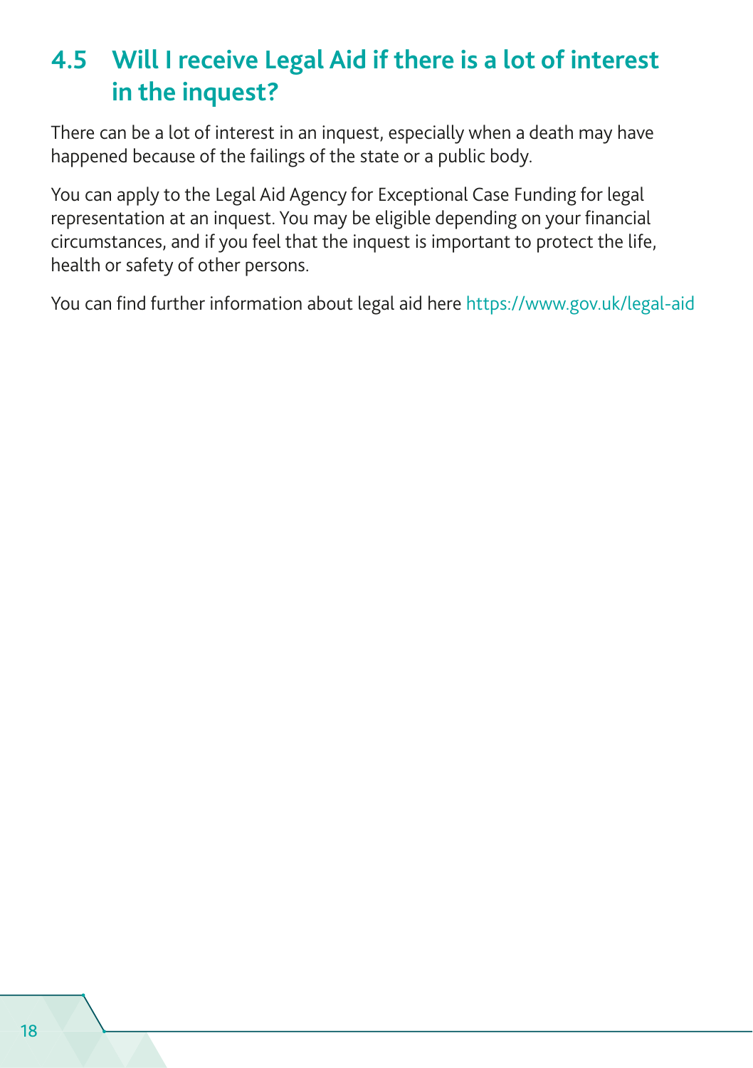## 4.5 Will I receive Legal Aid if there is a lot of interest in the inquest?

There can be a lot of interest in an inquest, especially when a death may have happened because of the failings of the state or a public body.

You can apply to the Legal Aid Agency for Exceptional Case Funding for legal representation at an inquest. You may be eligible depending on your financial circumstances, and if you feel that the inquest is important to protect the life, health or safety of other persons.

You can find further information about legal aid here https://www.gov.uk/legal-aid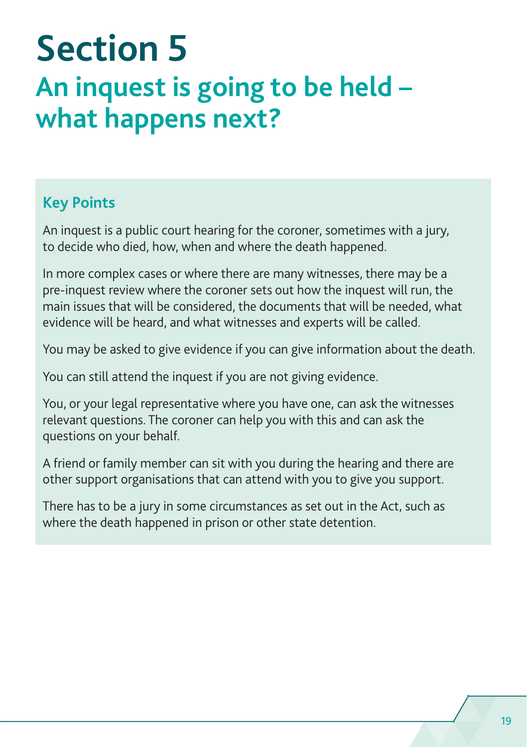# Section 5

## An inquest is going to be held – what happens next?

### Key Points

An inquest is a public court hearing for the coroner, sometimes with a jury, to decide who died, how, when and where the death happened.

In more complex cases or where there are many witnesses, there may be a pre-inquest review where the coroner sets out how the inquest will run, the main issues that will be considered, the documents that will be needed, what evidence will be heard, and what witnesses and experts will be called.

You may be asked to give evidence if you can give information about the death.

You can still attend the inquest if you are not giving evidence.

You, or your legal representative where you have one, can ask the witnesses relevant questions. The coroner can help you with this and can ask the questions on your behalf.

A friend or family member can sit with you during the hearing and there are other support organisations that can attend with you to give you support.

There has to be a jury in some circumstances as set out in the Act, such as where the death happened in prison or other state detention.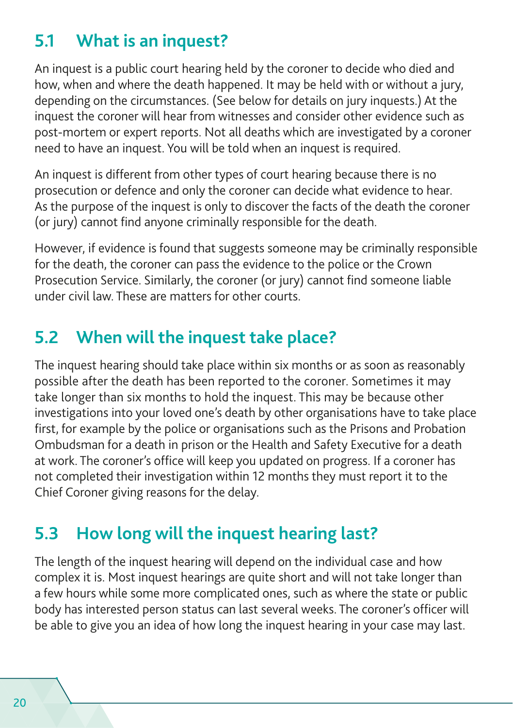## 5.1 What is an inquest?

An inquest is a public court hearing held by the coroner to decide who died and how, when and where the death happened. It may be held with or without a jury, depending on the circumstances. (See below for details on jury inquests.) At the inquest the coroner will hear from witnesses and consider other evidence such as post-mortem or expert reports. Not all deaths which are investigated by a coroner need to have an inquest. You will be told when an inquest is required.

An inquest is different from other types of court hearing because there is no prosecution or defence and only the coroner can decide what evidence to hear. As the purpose of the inquest is only to discover the facts of the death the coroner (or jury) cannot find anyone criminally responsible for the death.

However, if evidence is found that suggests someone may be criminally responsible for the death, the coroner can pass the evidence to the police or the Crown Prosecution Service. Similarly, the coroner (or jury) cannot find someone liable under civil law. These are matters for other courts.

## 5.2 When will the inquest take place?

The inquest hearing should take place within six months or as soon as reasonably possible after the death has been reported to the coroner. Sometimes it may take longer than six months to hold the inquest. This may be because other investigations into your loved one's death by other organisations have to take place first, for example by the police or organisations such as the Prisons and Probation Ombudsman for a death in prison or the Health and Safety Executive for a death at work. The coroner's office will keep you updated on progress. If a coroner has not completed their investigation within 12 months they must report it to the Chief Coroner giving reasons for the delay.

## 5.3 How long will the inquest hearing last?

The length of the inquest hearing will depend on the individual case and how complex it is. Most inquest hearings are quite short and will not take longer than a few hours while some more complicated ones, such as where the state or public body has interested person status can last several weeks. The coroner's officer will be able to give you an idea of how long the inquest hearing in your case may last.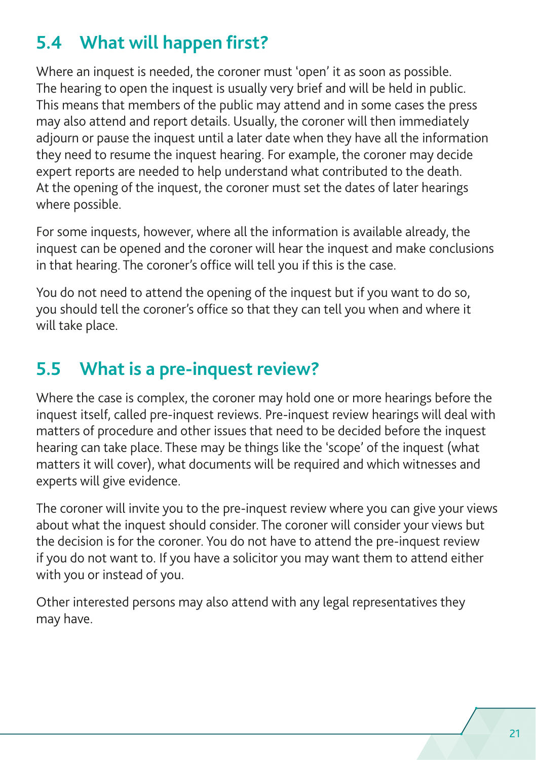## 5.4 What will happen first?

Where an inquest is needed, the coroner must 'open' it as soon as possible. The hearing to open the inquest is usually very brief and will be held in public. This means that members of the public may attend and in some cases the press may also attend and report details. Usually, the coroner will then immediately adjourn or pause the inquest until a later date when they have all the information they need to resume the inquest hearing. For example, the coroner may decide expert reports are needed to help understand what contributed to the death. At the opening of the inquest, the coroner must set the dates of later hearings where possible.

For some inquests, however, where all the information is available already, the inquest can be opened and the coroner will hear the inquest and make conclusions in that hearing. The coroner's office will tell you if this is the case.

You do not need to attend the opening of the inquest but if you want to do so, you should tell the coroner's office so that they can tell you when and where it will take place.

## 5.5 What is a pre-inquest review?

Where the case is complex, the coroner may hold one or more hearings before the inquest itself, called pre-inquest reviews. Pre-inquest review hearings will deal with matters of procedure and other issues that need to be decided before the inquest hearing can take place. These may be things like the 'scope' of the inquest (what matters it will cover), what documents will be required and which witnesses and experts will give evidence.

The coroner will invite you to the pre-inquest review where you can give your views about what the inquest should consider. The coroner will consider your views but the decision is for the coroner. You do not have to attend the pre-inquest review if you do not want to. If you have a solicitor you may want them to attend either with you or instead of you.

Other interested persons may also attend with any legal representatives they may have.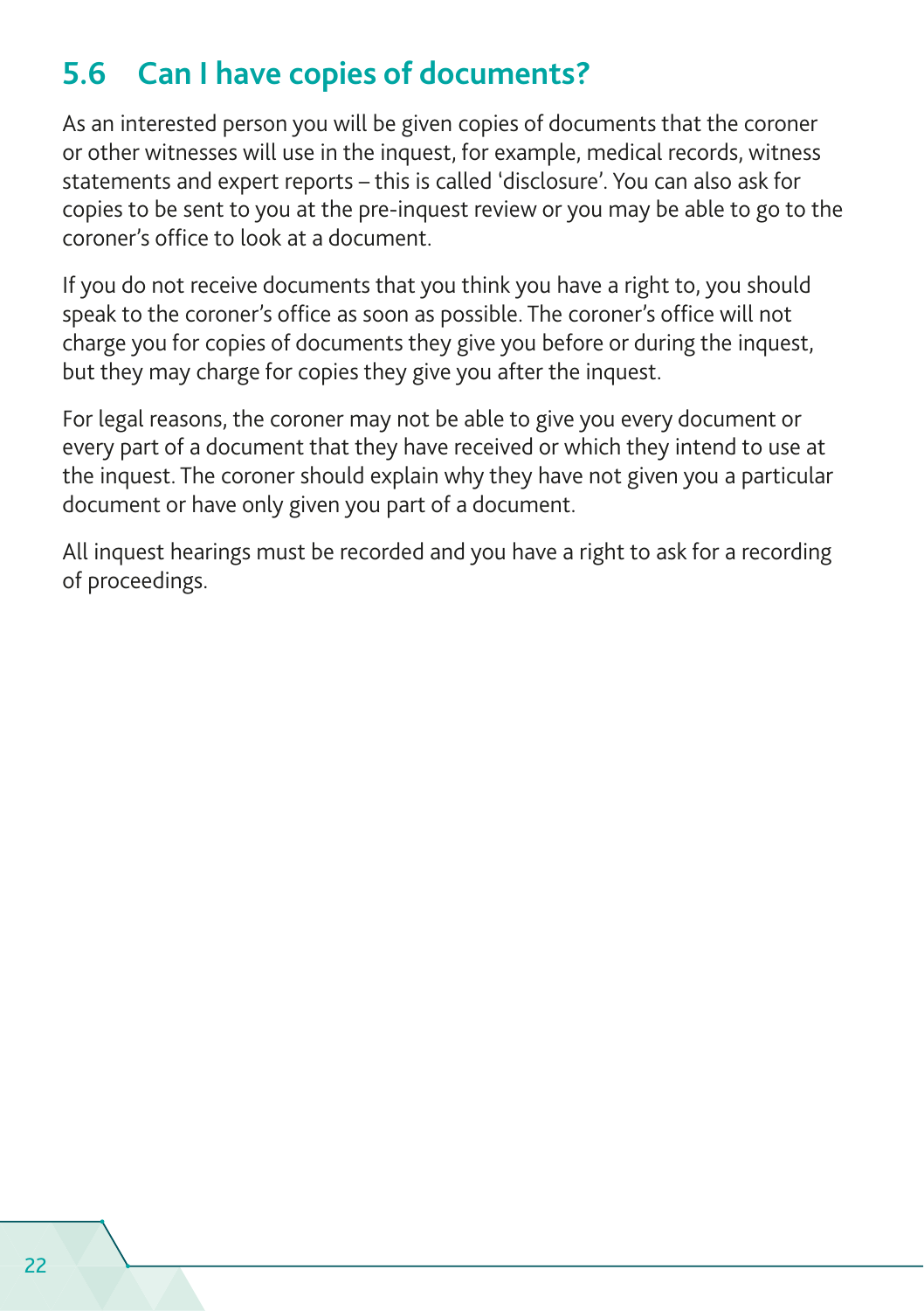## 5.6 Can I have copies of documents?

As an interested person you will be given copies of documents that the coroner or other witnesses will use in the inquest, for example, medical records, witness statements and expert reports – this is called 'disclosure'. You can also ask for copies to be sent to you at the pre-inquest review or you may be able to go to the coroner's office to look at a document.

If you do not receive documents that you think you have a right to, you should speak to the coroner's office as soon as possible. The coroner's office will not charge you for copies of documents they give you before or during the inquest, but they may charge for copies they give you after the inquest.

For legal reasons, the coroner may not be able to give you every document or every part of a document that they have received or which they intend to use at the inquest. The coroner should explain why they have not given you a particular document or have only given you part of a document.

All inquest hearings must be recorded and you have a right to ask for a recording of proceedings.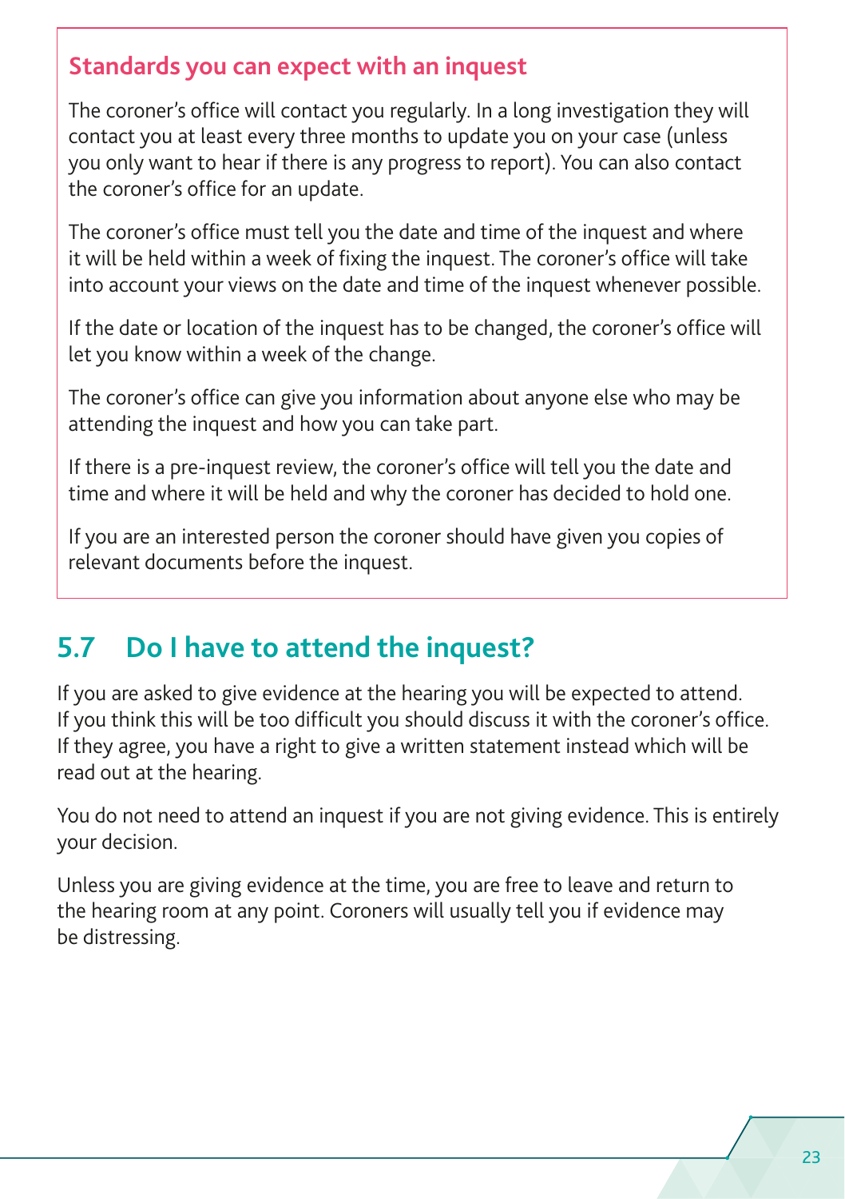### Standards you can expect with an inquest

The coroner's office will contact you regularly. In a long investigation they will contact you at least every three months to update you on your case (unless you only want to hear if there is any progress to report). You can also contact the coroner's office for an update.

The coroner's office must tell you the date and time of the inquest and where it will be held within a week of fixing the inquest. The coroner's office will take into account your views on the date and time of the inquest whenever possible.

If the date or location of the inquest has to be changed, the coroner's office will let you know within a week of the change.

The coroner's office can give you information about anyone else who may be attending the inquest and how you can take part.

If there is a pre-inquest review, the coroner's office will tell you the date and time and where it will be held and why the coroner has decided to hold one.

If you are an interested person the coroner should have given you copies of relevant documents before the inquest.

## 5.7 Do I have to attend the inquest?

If you are asked to give evidence at the hearing you will be expected to attend. If you think this will be too difficult you should discuss it with the coroner's office. If they agree, you have a right to give a written statement instead which will be read out at the hearing.

You do not need to attend an inquest if you are not giving evidence. This is entirely your decision.

Unless you are giving evidence at the time, you are free to leave and return to the hearing room at any point. Coroners will usually tell you if evidence may be distressing.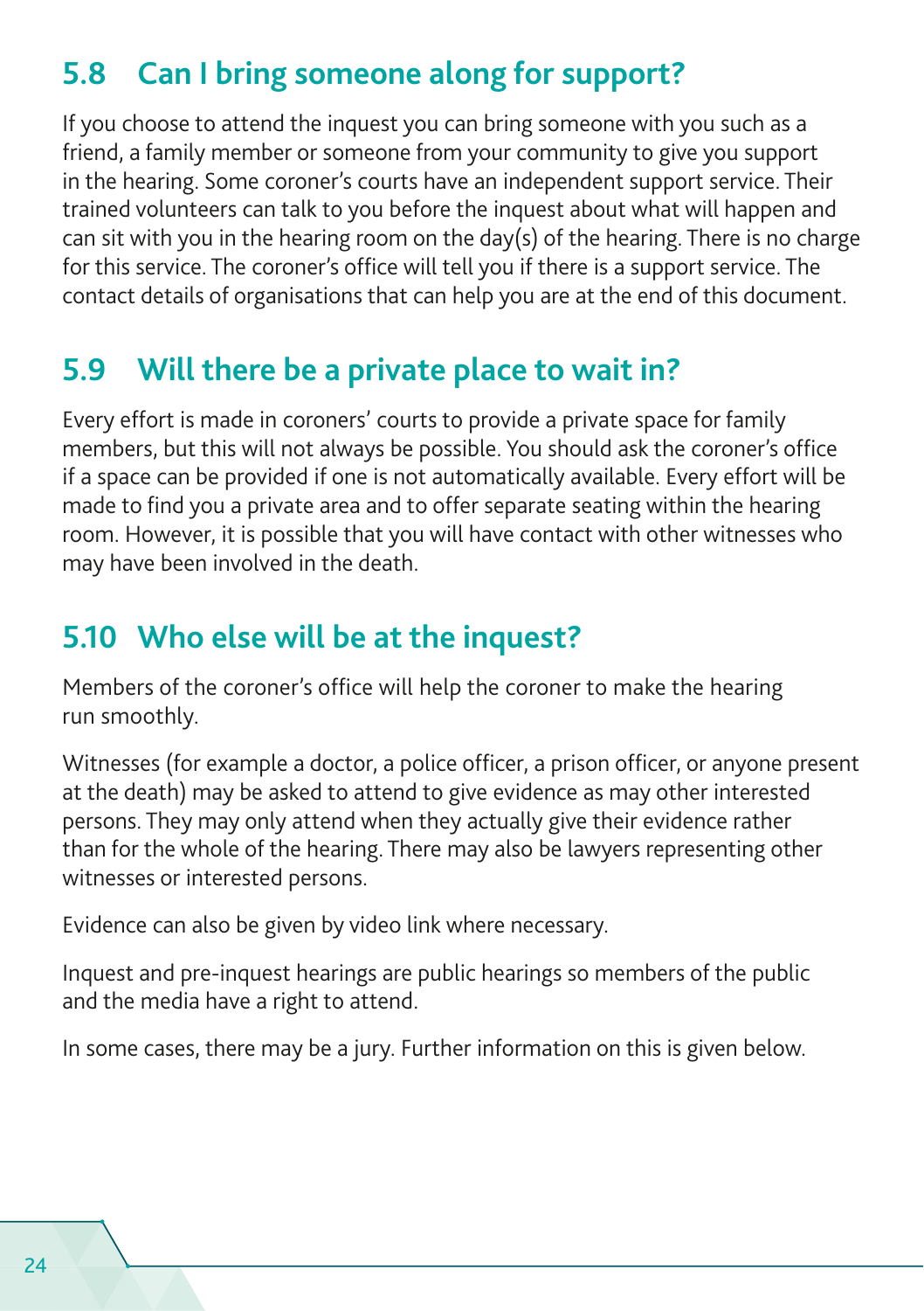## 5.8 Can I bring someone along for support?

If you choose to attend the inquest you can bring someone with you such as a friend, a family member or someone from your community to give you support in the hearing. Some coroner's courts have an independent support service. Their trained volunteers can talk to you before the inquest about what will happen and can sit with you in the hearing room on the day(s) of the hearing. There is no charge for this service. The coroner's office will tell you if there is a support service. The contact details of organisations that can help you are at the end of this document.

## 5.9 Will there be a private place to wait in?

Every effort is made in coroners' courts to provide a private space for family members, but this will not always be possible. You should ask the coroner's office if a space can be provided if one is not automatically available. Every effort will be made to find you a private area and to offer separate seating within the hearing room. However, it is possible that you will have contact with other witnesses who may have been involved in the death.

## 5.10 Who else will be at the inquest?

Members of the coroner's office will help the coroner to make the hearing run smoothly.

Witnesses (for example a doctor, a police officer, a prison officer, or anyone present at the death) may be asked to attend to give evidence as may other interested persons. They may only attend when they actually give their evidence rather than for the whole of the hearing. There may also be lawyers representing other witnesses or interested persons.

Evidence can also be given by video link where necessary.

Inquest and pre-inquest hearings are public hearings so members of the public and the media have a right to attend.

In some cases, there may be a jury. Further information on this is given below.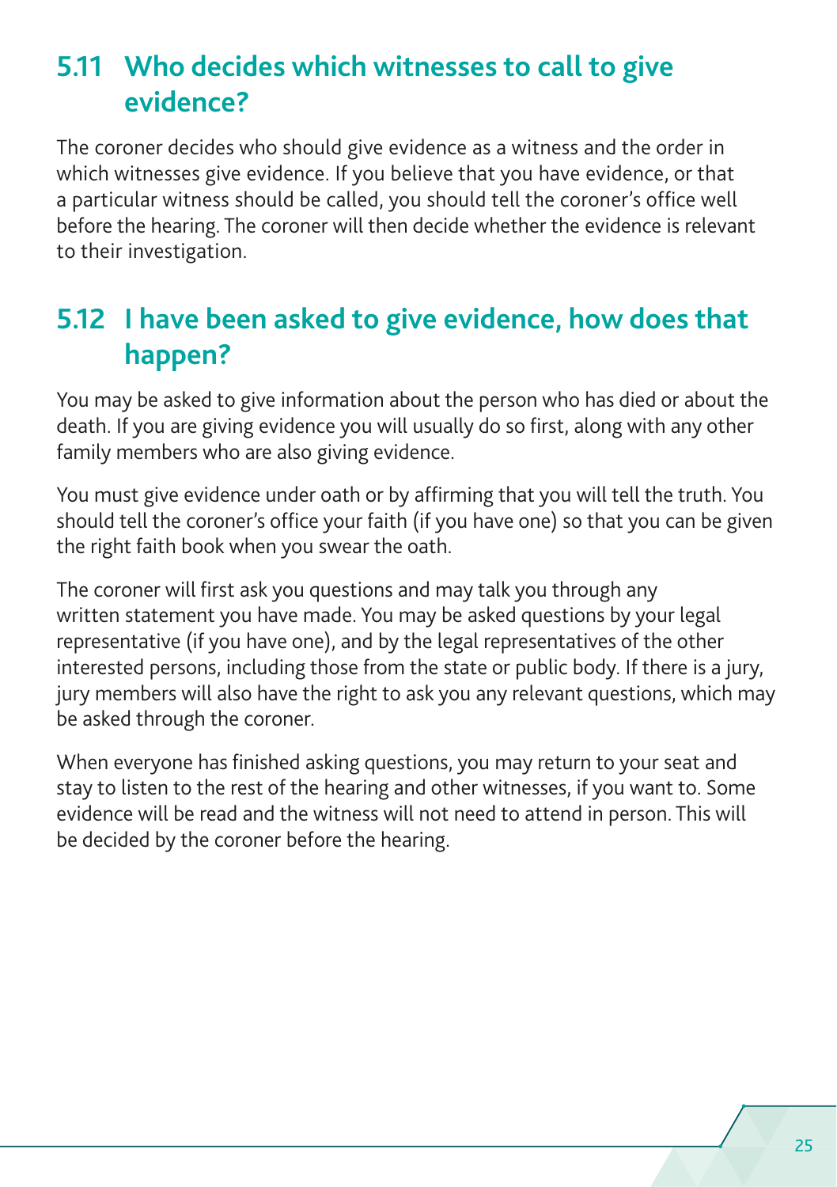## 5.11 Who decides which witnesses to call to give evidence?

The coroner decides who should give evidence as a witness and the order in which witnesses give evidence. If you believe that you have evidence, or that a particular witness should be called, you should tell the coroner's office well before the hearing. The coroner will then decide whether the evidence is relevant to their investigation.

## 5.12 I have been asked to give evidence, how does that happen?

You may be asked to give information about the person who has died or about the death. If you are giving evidence you will usually do so first, along with any other family members who are also giving evidence.

You must give evidence under oath or by affirming that you will tell the truth. You should tell the coroner's office your faith (if you have one) so that you can be given the right faith book when you swear the oath.

The coroner will first ask you questions and may talk you through any written statement you have made. You may be asked questions by your legal representative (if you have one), and by the legal representatives of the other interested persons, including those from the state or public body. If there is a jury, jury members will also have the right to ask you any relevant questions, which may be asked through the coroner.

When everyone has finished asking questions, you may return to your seat and stay to listen to the rest of the hearing and other witnesses, if you want to. Some evidence will be read and the witness will not need to attend in person. This will be decided by the coroner before the hearing.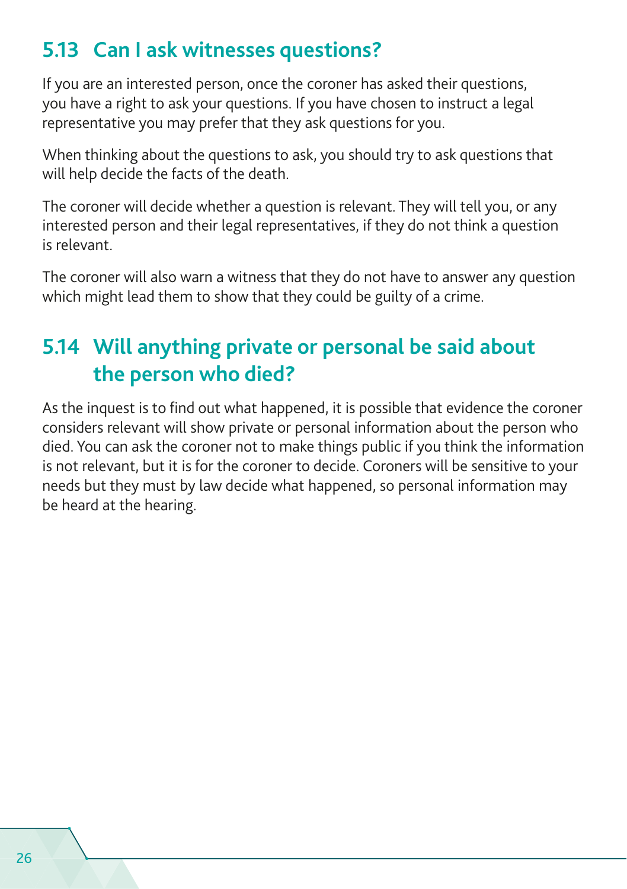## 5.13 Can I ask witnesses questions?

If you are an interested person, once the coroner has asked their questions, you have a right to ask your questions. If you have chosen to instruct a legal representative you may prefer that they ask questions for you.

When thinking about the questions to ask, you should try to ask questions that will help decide the facts of the death.

The coroner will decide whether a question is relevant. They will tell you, or any interested person and their legal representatives, if they do not think a question is relevant.

The coroner will also warn a witness that they do not have to answer any question which might lead them to show that they could be guilty of a crime.

## 5.14 Will anything private or personal be said about the person who died?

As the inquest is to find out what happened, it is possible that evidence the coroner considers relevant will show private or personal information about the person who died. You can ask the coroner not to make things public if you think the information is not relevant, but it is for the coroner to decide. Coroners will be sensitive to your needs but they must by law decide what happened, so personal information may be heard at the hearing.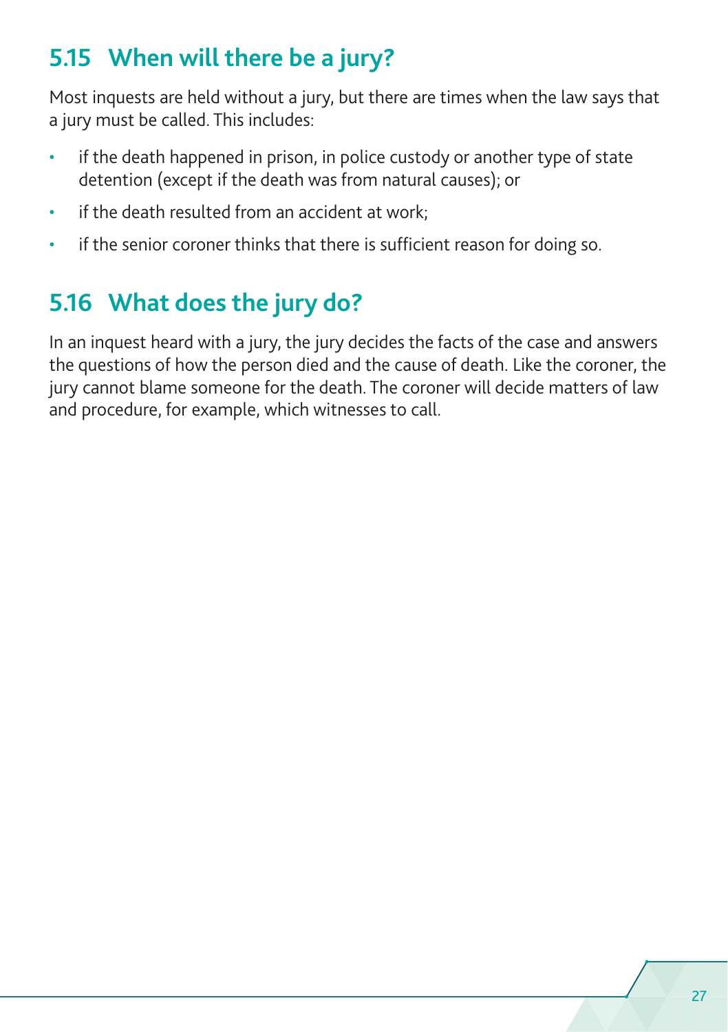## 5.15 When will there be a jury?

Most inquests are held without a jury, but there are times when the law says that a jury must be called. This includes:

- if the death happened in prison, in police custody or another type of state detention (except if the death was from natural causes); or
- if the death resulted from an accident at work;
- if the senior coroner thinks that there is sufficient reason for doing so.

## 5.16 What does the jury do?

In an inquest heard with a jury, the jury decides the facts of the case and answers the questions of how the person died and the cause of death. Like the coroner, the jury cannot blame someone for the death. The coroner will decide matters of law and procedure, for example, which witnesses to call.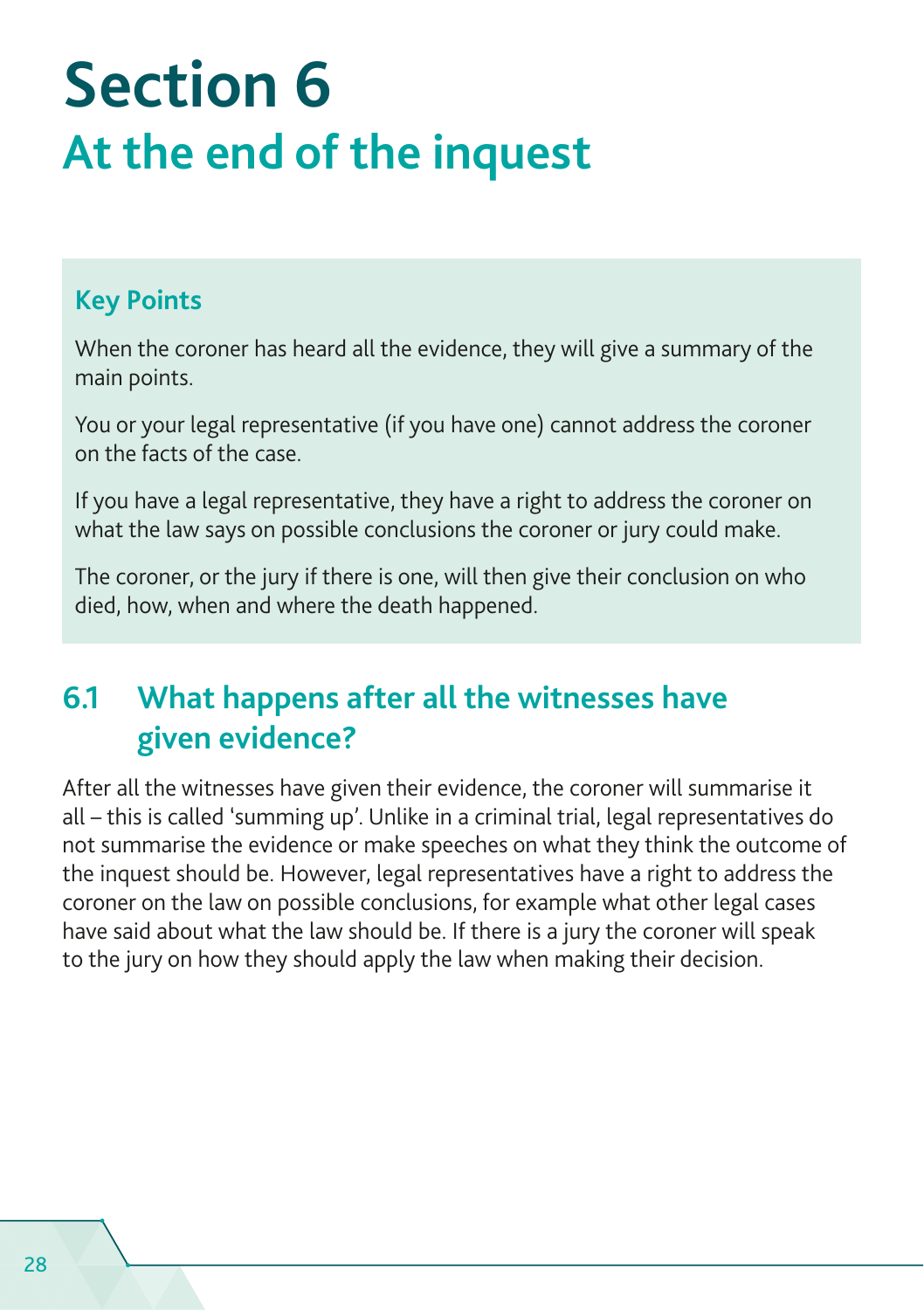# Section 6

## At the end of the inquest

### Key Points

When the coroner has heard all the evidence, they will give a summary of the main points.

You or your legal representative (if you have one) cannot address the coroner on the facts of the case.

If you have a legal representative, they have a right to address the coroner on what the law says on possible conclusions the coroner or jury could make.

The coroner, or the jury if there is one, will then give their conclusion on who died, how, when and where the death happened.

## 6.1 What happens after all the witnesses have given evidence?

After all the witnesses have given their evidence, the coroner will summarise it all – this is called 'summing up'. Unlike in a criminal trial, legal representatives do not summarise the evidence or make speeches on what they think the outcome of the inquest should be. However, legal representatives have a right to address the coroner on the law on possible conclusions, for example what other legal cases have said about what the law should be. If there is a jury the coroner will speak to the jury on how they should apply the law when making their decision.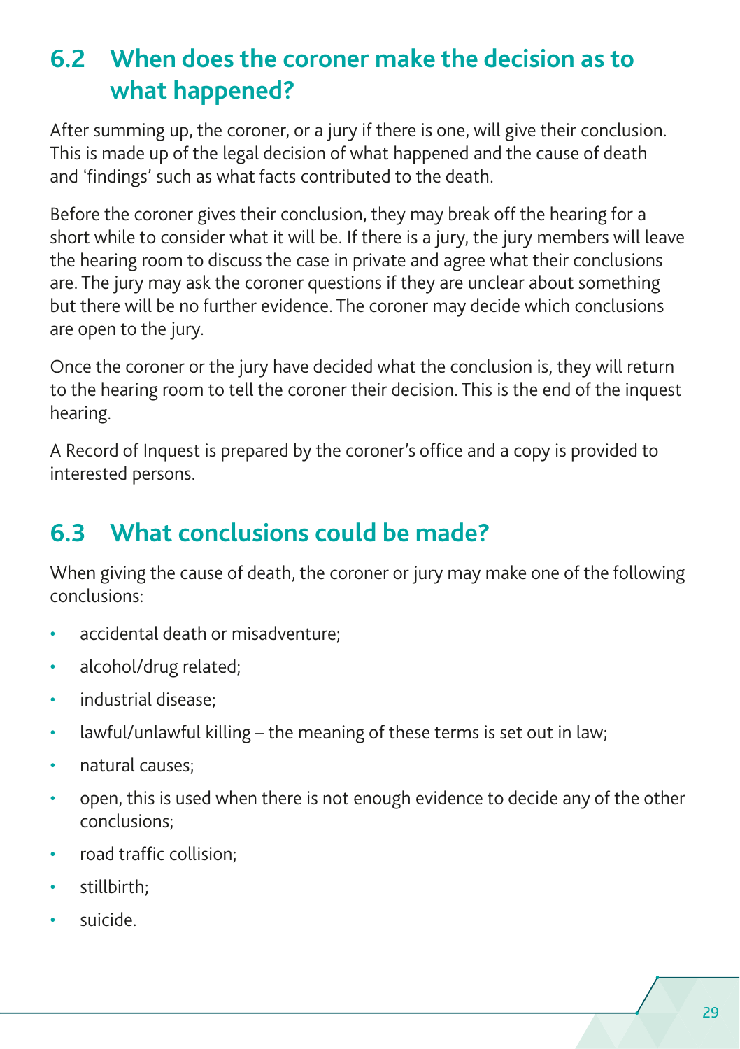## 6.2 When does the coroner make the decision as to what happened?

After summing up, the coroner, or a jury if there is one, will give their conclusion. This is made up of the legal decision of what happened and the cause of death and 'findings' such as what facts contributed to the death.

Before the coroner gives their conclusion, they may break off the hearing for a short while to consider what it will be. If there is a jury, the jury members will leave the hearing room to discuss the case in private and agree what their conclusions are. The jury may ask the coroner questions if they are unclear about something but there will be no further evidence. The coroner may decide which conclusions are open to the jury.

Once the coroner or the jury have decided what the conclusion is, they will return to the hearing room to tell the coroner their decision. This is the end of the inquest hearing.

A Record of Inquest is prepared by the coroner's office and a copy is provided to interested persons.

## 6.3 What conclusions could be made?

When giving the cause of death, the coroner or jury may make one of the following conclusions:

- accidental death or misadventure;
- alcohol/drug related;
- industrial disease;
- lawful/unlawful killing – the meaning of these terms is set out in law;
- natural causes;
- open, this is used when there is not enough evidence to decide any of the other conclusions;
- road traffic collision;
- stillbirth;
- suicide.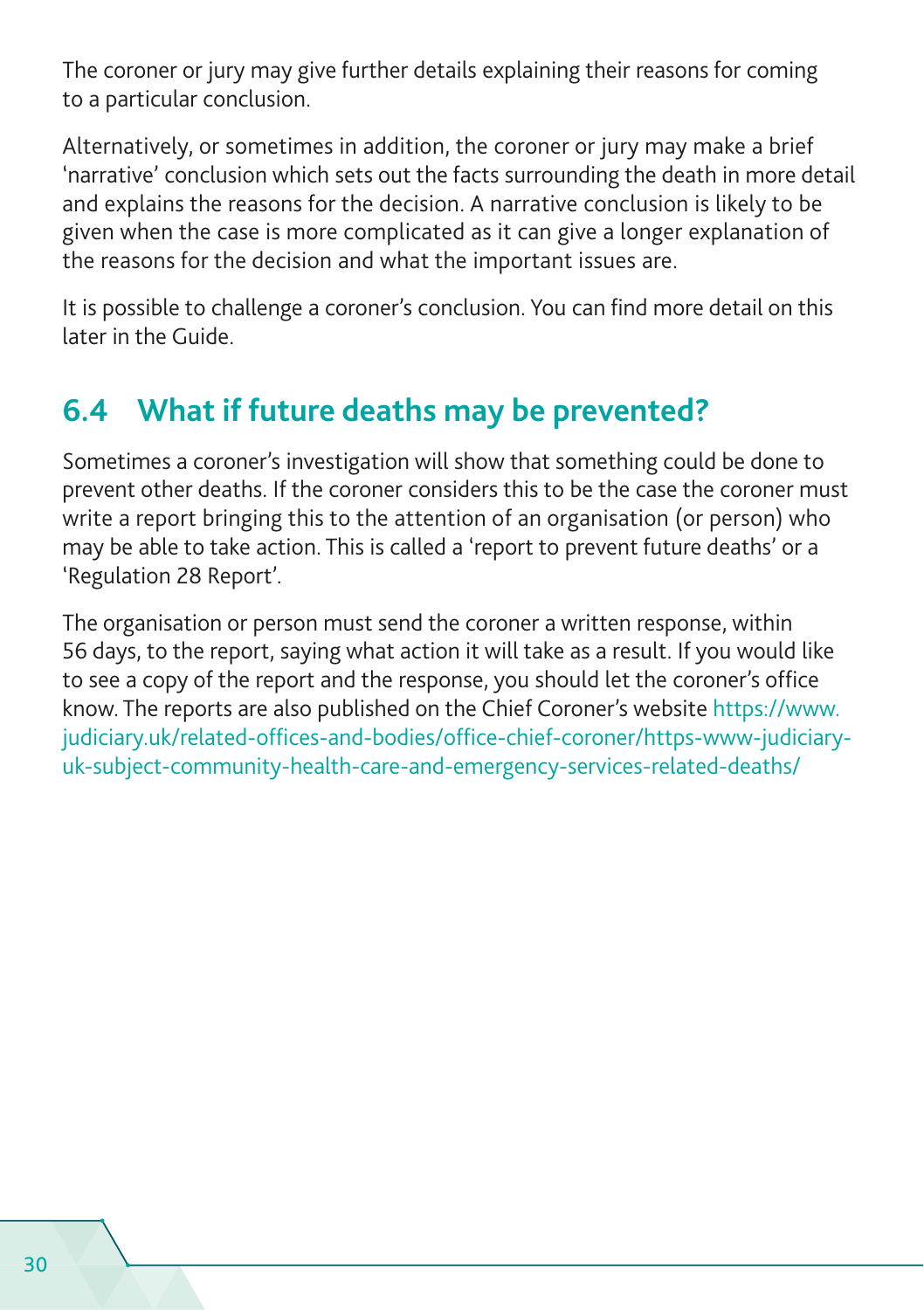The coroner or jury may give further details explaining their reasons for coming to a particular conclusion.

Alternatively, or sometimes in addition, the coroner or jury may make a brief 'narrative' conclusion which sets out the facts surrounding the death in more detail and explains the reasons for the decision. A narrative conclusion is likely to be given when the case is more complicated as it can give a longer explanation of the reasons for the decision and what the important issues are.

It is possible to challenge a coroner's conclusion. You can find more detail on this later in the Guide.

## 6.4 What if future deaths may be prevented?

Sometimes a coroner's investigation will show that something could be done to prevent other deaths. If the coroner considers this to be the case the coroner must write a report bringing this to the attention of an organisation (or person) who may be able to take action. This is called a 'report to prevent future deaths' or a 'Regulation 28 Report'.

The organisation or person must send the coroner a written response, within 56 days, to the report, saying what action it will take as a result. If you would like to see a copy of the report and the response, you should let the coroner's office know. The reports are also published on the Chief Coroner's website https://www.judiciary.uk/related-offices-and-bodies/office-chief-coroner/https-www-judiciary-uk-subject-community-health-care-and-emergency-services-related-deaths/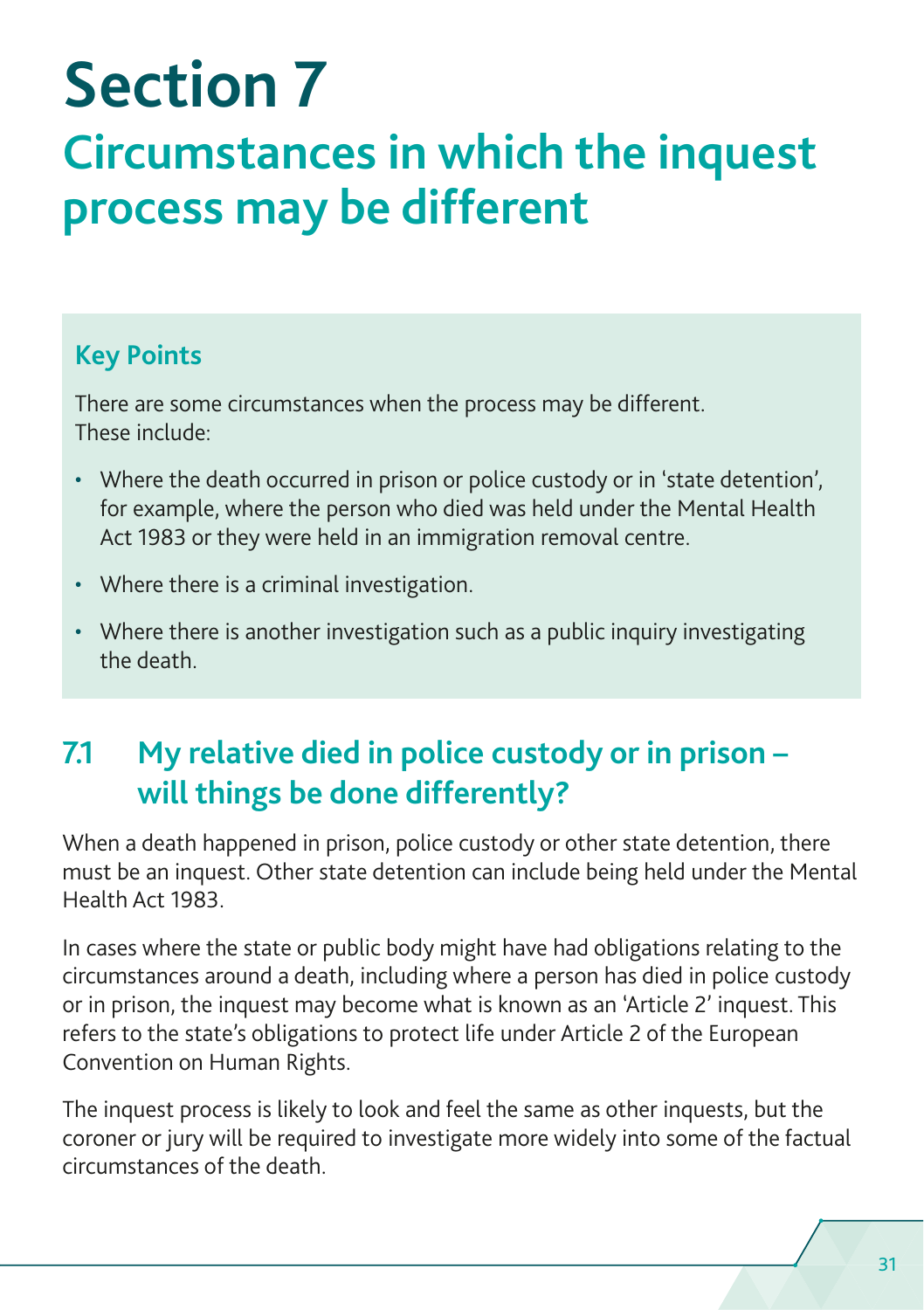# Section 7

## Circumstances in which the inquest process may be different

### Key Points

There are some circumstances when the process may be different. These include:

- Where the death occurred in prison or police custody or in 'state detention', for example, where the person who died was held under the Mental Health Act 1983 or they were held in an immigration removal centre.
- Where there is a criminal investigation.
- Where there is another investigation such as a public inquiry investigating the death.

## 7.1 My relative died in police custody or in prison – will things be done differently?

When a death happened in prison, police custody or other state detention, there must be an inquest. Other state detention can include being held under the Mental Health Act 1983.

In cases where the state or public body might have had obligations relating to the circumstances around a death, including where a person has died in police custody or in prison, the inquest may become what is known as an 'Article 2' inquest. This refers to the state's obligations to protect life under Article 2 of the European Convention on Human Rights.

The inquest process is likely to look and feel the same as other inquests, but the coroner or jury will be required to investigate more widely into some of the factual circumstances of the death.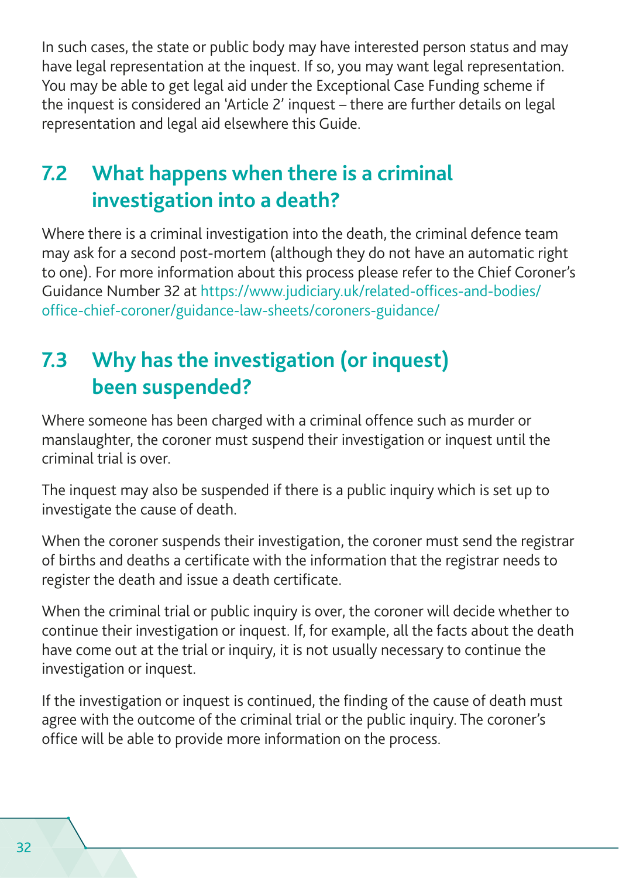In such cases, the state or public body may have interested person status and may have legal representation at the inquest. If so, you may want legal representation. You may be able to get legal aid under the Exceptional Case Funding scheme if the inquest is considered an 'Article 2' inquest – there are further details on legal representation and legal aid elsewhere this Guide.

## 7.2 What happens when there is a criminal investigation into a death?

Where there is a criminal investigation into the death, the criminal defence team may ask for a second post-mortem (although they do not have an automatic right to one). For more information about this process please refer to the Chief Coroner's Guidance Number 32 at https://www.judiciary.uk/related-offices-and-bodies/office-chief-coroner/guidance-law-sheets/coroners-guidance/

## 7.3 Why has the investigation (or inquest) been suspended?

Where someone has been charged with a criminal offence such as murder or manslaughter, the coroner must suspend their investigation or inquest until the criminal trial is over.

The inquest may also be suspended if there is a public inquiry which is set up to investigate the cause of death.

When the coroner suspends their investigation, the coroner must send the registrar of births and deaths a certificate with the information that the registrar needs to register the death and issue a death certificate.

When the criminal trial or public inquiry is over, the coroner will decide whether to continue their investigation or inquest. If, for example, all the facts about the death have come out at the trial or inquiry, it is not usually necessary to continue the investigation or inquest.

If the investigation or inquest is continued, the finding of the cause of death must agree with the outcome of the criminal trial or the public inquiry. The coroner's office will be able to provide more information on the process.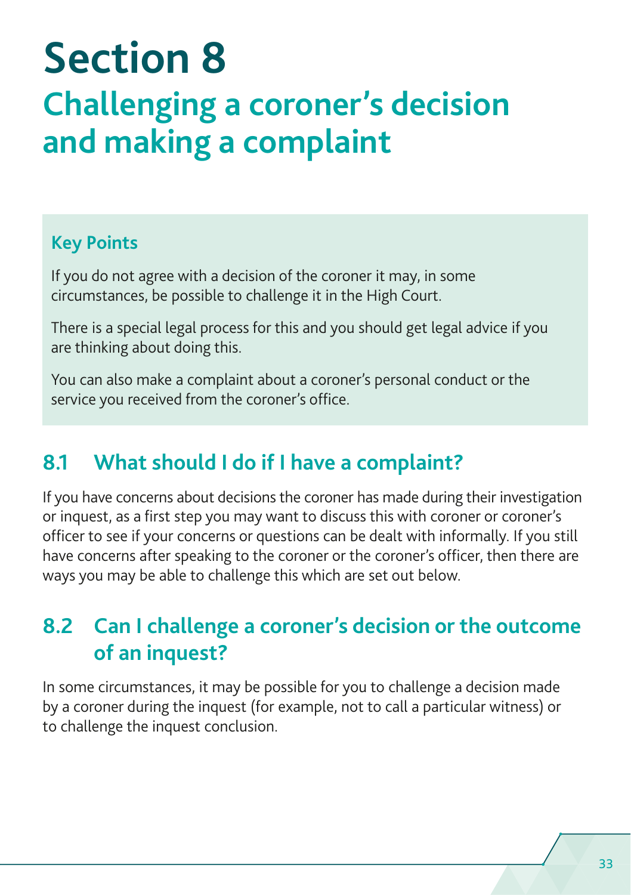# Section 8

## Challenging a coroner's decision and making a complaint

**Key Points**

If you do not agree with a decision of the coroner it may, in some circumstances, be possible to challenge it in the High Court.

There is a special legal process for this and you should get legal advice if you are thinking about doing this.

You can also make a complaint about a coroner's personal conduct or the service you received from the coroner's office.

### 8.1 What should I do if I have a complaint?

If you have concerns about decisions the coroner has made during their investigation or inquest, as a first step you may want to discuss this with coroner or coroner's officer to see if your concerns or questions can be dealt with informally. If you still have concerns after speaking to the coroner or the coroner's officer, then there are ways you may be able to challenge this which are set out below.

### 8.2 Can I challenge a coroner's decision or the outcome of an inquest?

In some circumstances, it may be possible for you to challenge a decision made by a coroner during the inquest (for example, not to call a particular witness) or to challenge the inquest conclusion.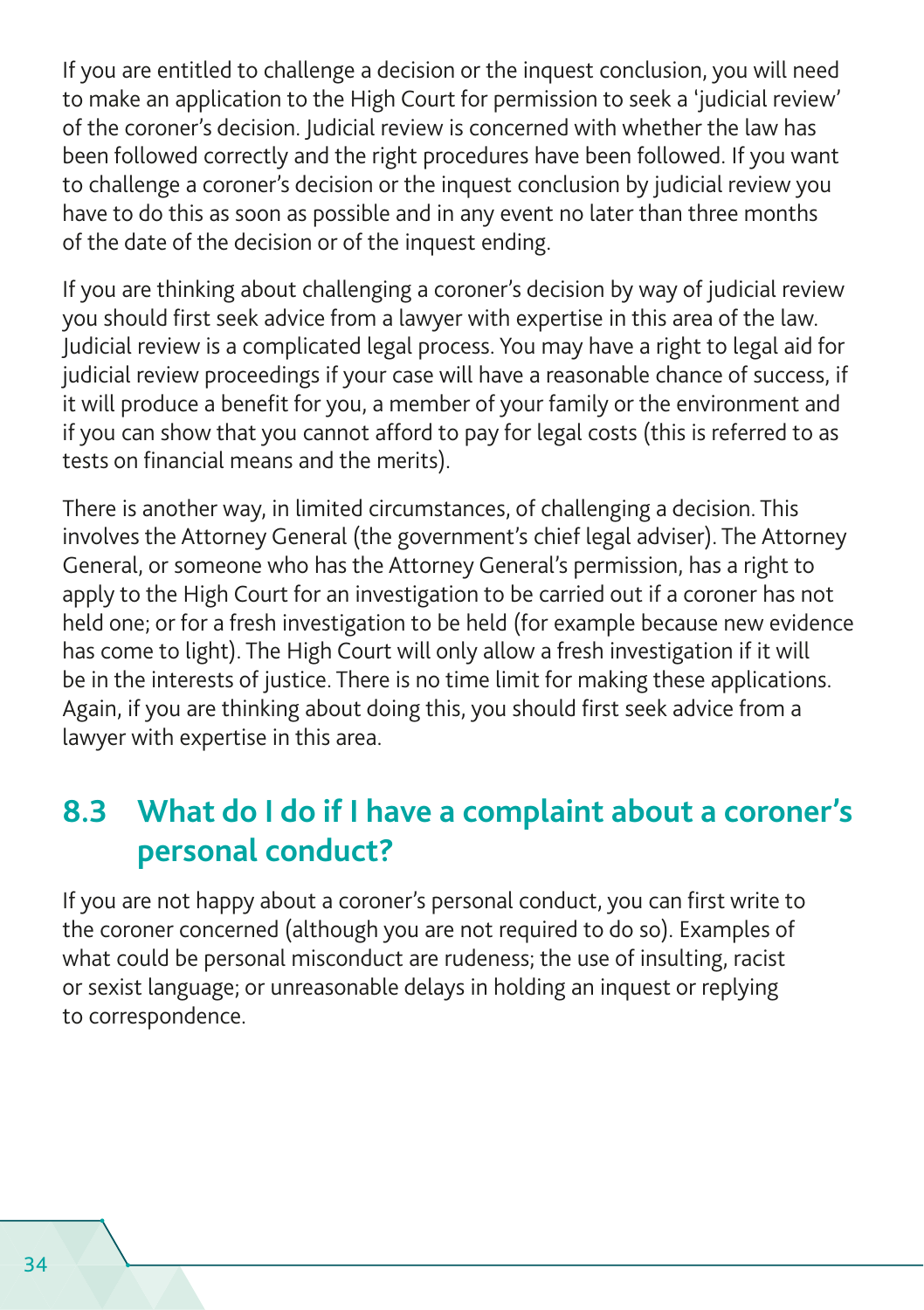If you are entitled to challenge a decision or the inquest conclusion, you will need to make an application to the High Court for permission to seek a 'judicial review' of the coroner's decision. Judicial review is concerned with whether the law has been followed correctly and the right procedures have been followed. If you want to challenge a coroner's decision or the inquest conclusion by judicial review you have to do this as soon as possible and in any event no later than three months of the date of the decision or of the inquest ending.

If you are thinking about challenging a coroner's decision by way of judicial review you should first seek advice from a lawyer with expertise in this area of the law. Judicial review is a complicated legal process. You may have a right to legal aid for judicial review proceedings if your case will have a reasonable chance of success, if it will produce a benefit for you, a member of your family or the environment and if you can show that you cannot afford to pay for legal costs (this is referred to as tests on financial means and the merits).

There is another way, in limited circumstances, of challenging a decision. This involves the Attorney General (the government's chief legal adviser). The Attorney General, or someone who has the Attorney General's permission, has a right to apply to the High Court for an investigation to be carried out if a coroner has not held one; or for a fresh investigation to be held (for example because new evidence has come to light). The High Court will only allow a fresh investigation if it will be in the interests of justice. There is no time limit for making these applications. Again, if you are thinking about doing this, you should first seek advice from a lawyer with expertise in this area.

## 8.3 What do I do if I have a complaint about a coroner's personal conduct?

If you are not happy about a coroner's personal conduct, you can first write to the coroner concerned (although you are not required to do so). Examples of what could be personal misconduct are rudeness; the use of insulting, racist or sexist language; or unreasonable delays in holding an inquest or replying to correspondence.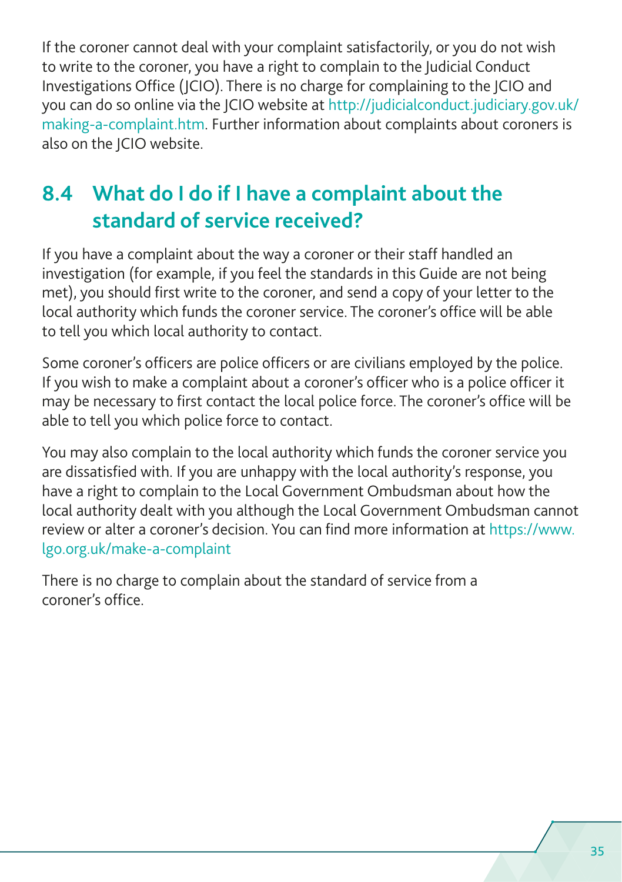If the coroner cannot deal with your complaint satisfactorily, or you do not wish to write to the coroner, you have a right to complain to the Judicial Conduct Investigations Office (JCIO). There is no charge for complaining to the JCIO and you can do so online via the JCIO website at http://judicialconduct.judiciary.gov.uk/making-a-complaint.htm. Further information about complaints about coroners is also on the JCIO website.

## 8.4 What do I do if I have a complaint about the standard of service received?

If you have a complaint about the way a coroner or their staff handled an investigation (for example, if you feel the standards in this Guide are not being met), you should first write to the coroner, and send a copy of your letter to the local authority which funds the coroner service. The coroner's office will be able to tell you which local authority to contact.

Some coroner's officers are police officers or are civilians employed by the police. If you wish to make a complaint about a coroner's officer who is a police officer it may be necessary to first contact the local police force. The coroner's office will be able to tell you which police force to contact.

You may also complain to the local authority which funds the coroner service you are dissatisfied with. If you are unhappy with the local authority's response, you have a right to complain to the Local Government Ombudsman about how the local authority dealt with you although the Local Government Ombudsman cannot review or alter a coroner's decision. You can find more information at https://www.lgo.org.uk/make-a-complaint

There is no charge to complain about the standard of service from a coroner's office.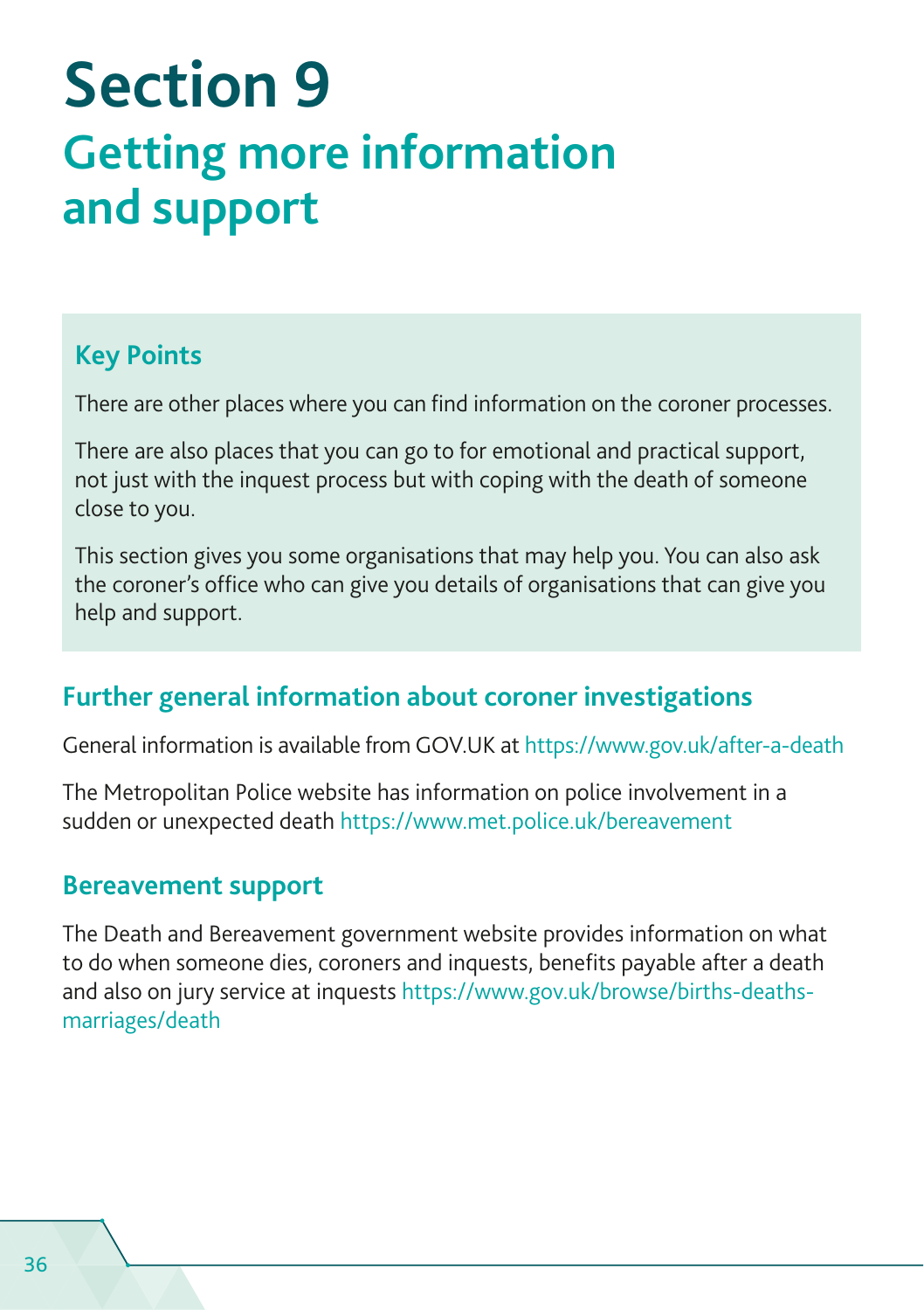# Section 9

## Getting more information and support

### Key Points

There are other places where you can find information on the coroner processes.

There are also places that you can go to for emotional and practical support, not just with the inquest process but with coping with the death of someone close to you.

This section gives you some organisations that may help you. You can also ask the coroner's office who can give you details of organisations that can give you help and support.

### Further general information about coroner investigations

General information is available from GOV.UK at https://www.gov.uk/after-a-death

The Metropolitan Police website has information on police involvement in a sudden or unexpected death https://www.met.police.uk/bereavement

### Bereavement support

The Death and Bereavement government website provides information on what to do when someone dies, coroners and inquests, benefits payable after a death and also on jury service at inquests https://www.gov.uk/browse/births-deaths-marriages/death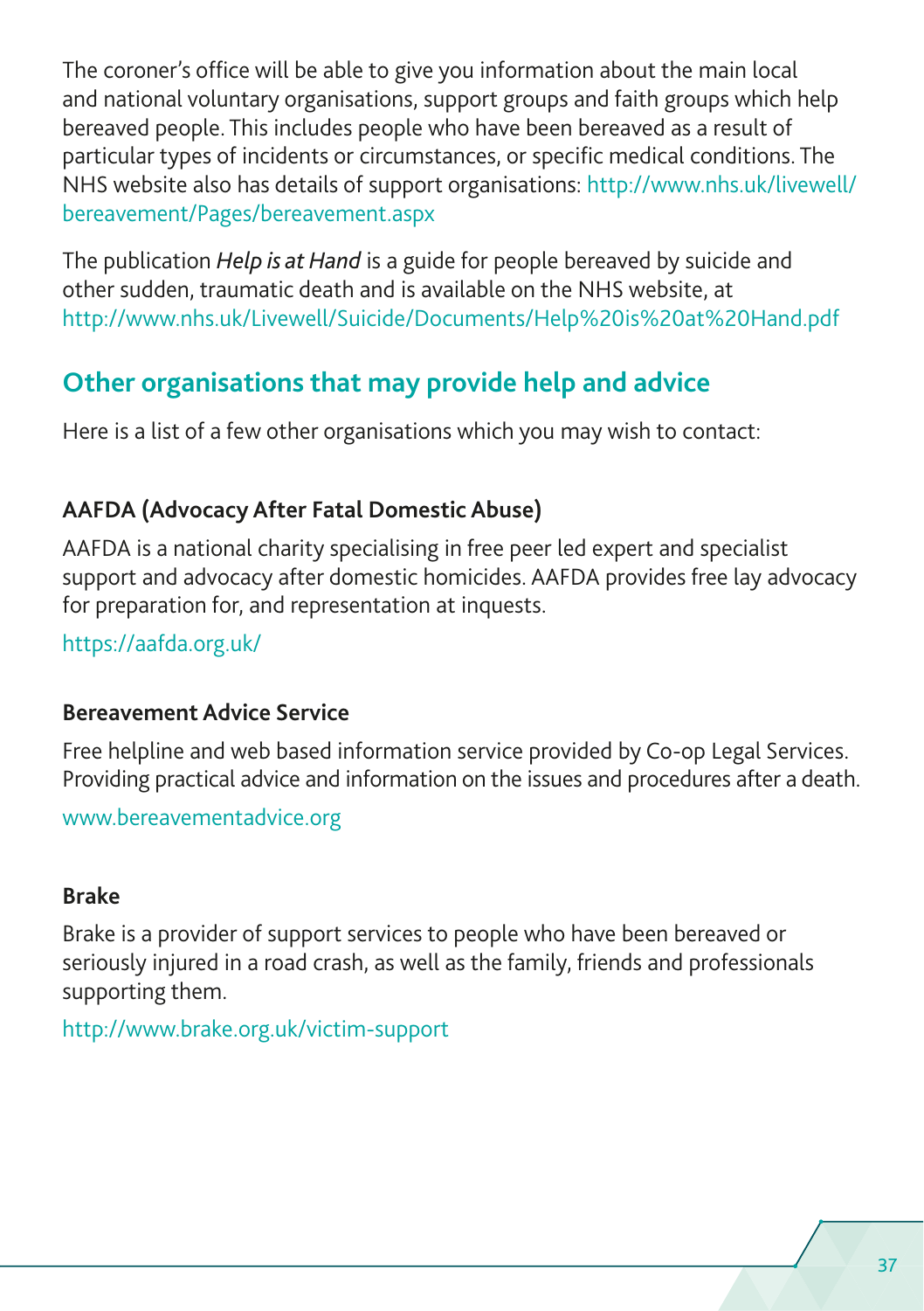The coroner's office will be able to give you information about the main local and national voluntary organisations, support groups and faith groups which help bereaved people. This includes people who have been bereaved as a result of particular types of incidents or circumstances, or specific medical conditions. The NHS website also has details of support organisations: http://www.nhs.uk/livewell/bereavement/Pages/bereavement.aspx

The publication *Help is at Hand* is a guide for people bereaved by suicide and other sudden, traumatic death and is available on the NHS website, at http://www.nhs.uk/Livewell/Suicide/Documents/Help%20is%20at%20Hand.pdf

## Other organisations that may provide help and advice

Here is a list of a few other organisations which you may wish to contact:

### AAFDA (Advocacy After Fatal Domestic Abuse)

AAFDA is a national charity specialising in free peer led expert and specialist support and advocacy after domestic homicides. AAFDA provides free lay advocacy for preparation for, and representation at inquests.

https://aafda.org.uk/

### Bereavement Advice Service

Free helpline and web based information service provided by Co-op Legal Services. Providing practical advice and information on the issues and procedures after a death.

www.bereavementadvice.org

### Brake

Brake is a provider of support services to people who have been bereaved or seriously injured in a road crash, as well as the family, friends and professionals supporting them.

http://www.brake.org.uk/victim-support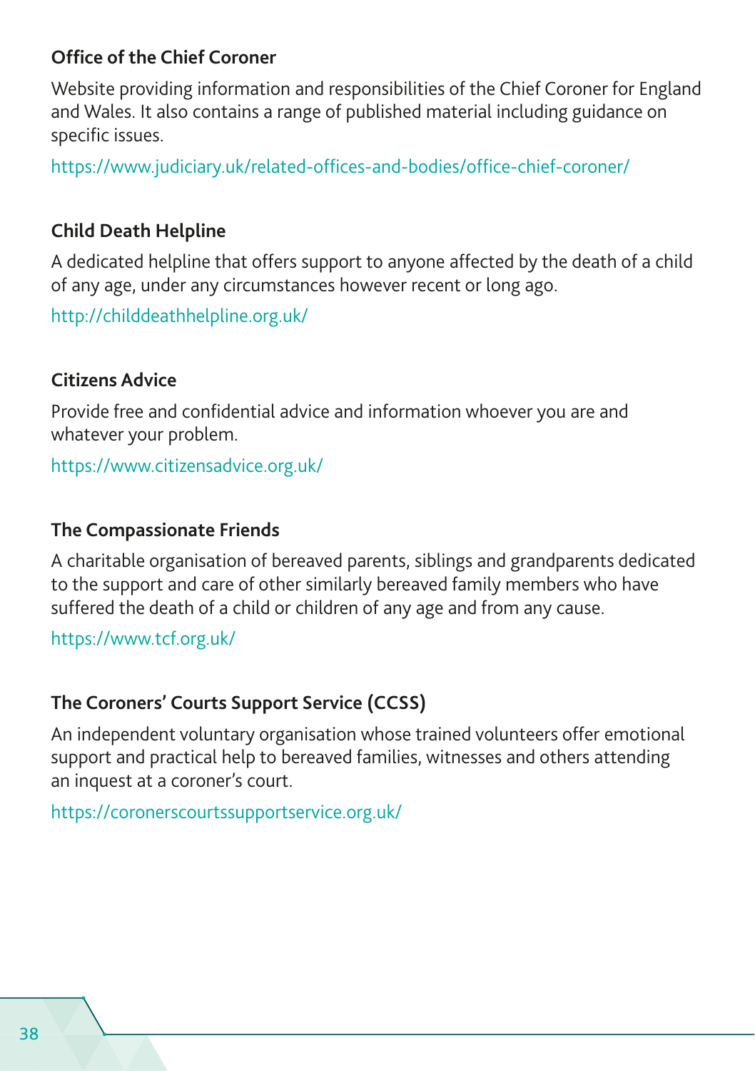### Office of the Chief Coroner

Website providing information and responsibilities of the Chief Coroner for England and Wales. It also contains a range of published material including guidance on specific issues.

https://www.judiciary.uk/related-offices-and-bodies/office-chief-coroner/

### Child Death Helpline

A dedicated helpline that offers support to anyone affected by the death of a child of any age, under any circumstances however recent or long ago.

http://childdeathhelpline.org.uk/

### Citizens Advice

Provide free and confidential advice and information whoever you are and whatever your problem.

https://www.citizensadvice.org.uk/

### The Compassionate Friends

A charitable organisation of bereaved parents, siblings and grandparents dedicated to the support and care of other similarly bereaved family members who have suffered the death of a child or children of any age and from any cause.

https://www.tcf.org.uk/

### The Coroners' Courts Support Service (CCSS)

An independent voluntary organisation whose trained volunteers offer emotional support and practical help to bereaved families, witnesses and others attending an inquest at a coroner's court.

https://coronerscourtssupportservice.org.uk/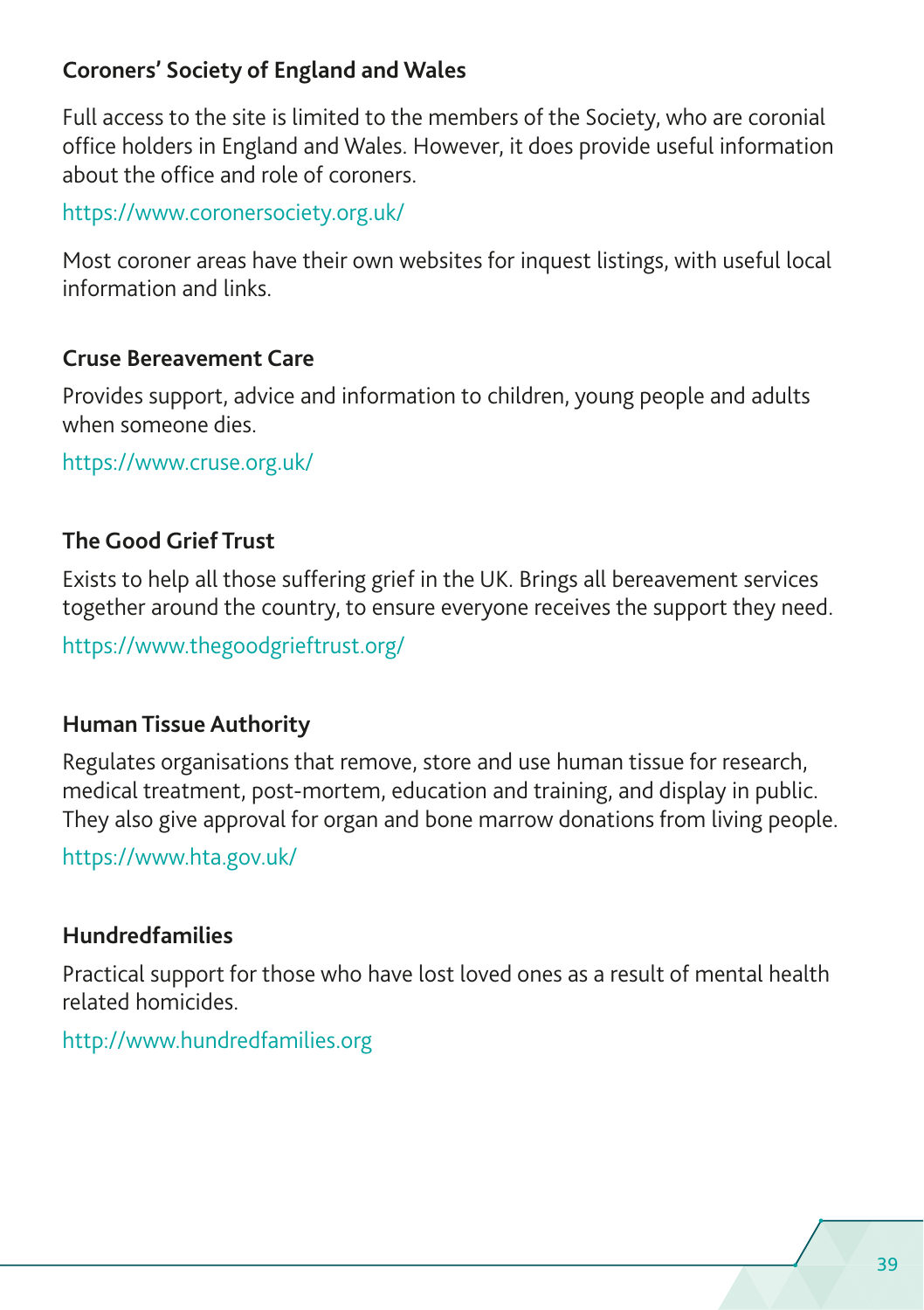### Coroners' Society of England and Wales

Full access to the site is limited to the members of the Society, who are coronial office holders in England and Wales. However, it does provide useful information about the office and role of coroners.

https://www.coronersociety.org.uk/

Most coroner areas have their own websites for inquest listings, with useful local information and links.

### Cruse Bereavement Care

Provides support, advice and information to children, young people and adults when someone dies.

https://www.cruse.org.uk/

### The Good Grief Trust

Exists to help all those suffering grief in the UK. Brings all bereavement services together around the country, to ensure everyone receives the support they need.

https://www.thegoodgrieftrust.org/

### Human Tissue Authority

Regulates organisations that remove, store and use human tissue for research, medical treatment, post-mortem, education and training, and display in public. They also give approval for organ and bone marrow donations from living people.

https://www.hta.gov.uk/

### Hundredfamilies

Practical support for those who have lost loved ones as a result of mental health related homicides.

http://www.hundredfamilies.org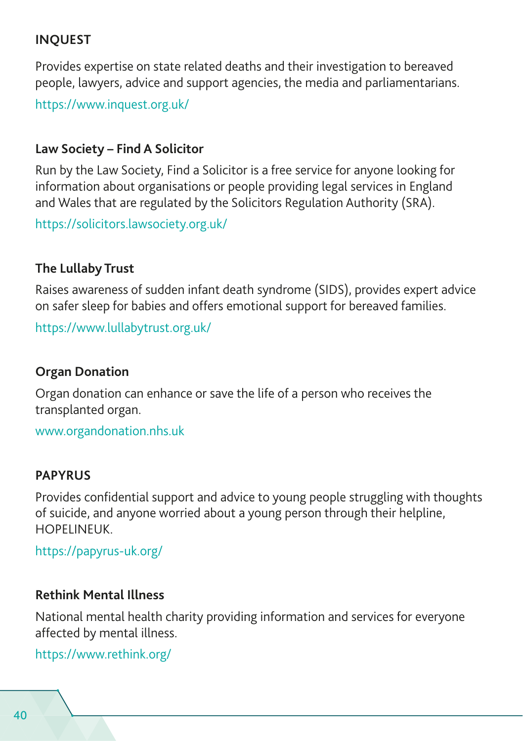### INQUEST

Provides expertise on state related deaths and their investigation to bereaved people, lawyers, advice and support agencies, the media and parliamentarians.

https://www.inquest.org.uk/

### Law Society – Find A Solicitor

Run by the Law Society, Find a Solicitor is a free service for anyone looking for information about organisations or people providing legal services in England and Wales that are regulated by the Solicitors Regulation Authority (SRA).

https://solicitors.lawsociety.org.uk/

### The Lullaby Trust

Raises awareness of sudden infant death syndrome (SIDS), provides expert advice on safer sleep for babies and offers emotional support for bereaved families.

https://www.lullabytrust.org.uk/

### Organ Donation

Organ donation can enhance or save the life of a person who receives the transplanted organ.

www.organdonation.nhs.uk

### PAPYRUS

Provides confidential support and advice to young people struggling with thoughts of suicide, and anyone worried about a young person through their helpline, HOPELINEUK.

https://papyrus-uk.org/

### Rethink Mental Illness

National mental health charity providing information and services for everyone affected by mental illness.

https://www.rethink.org/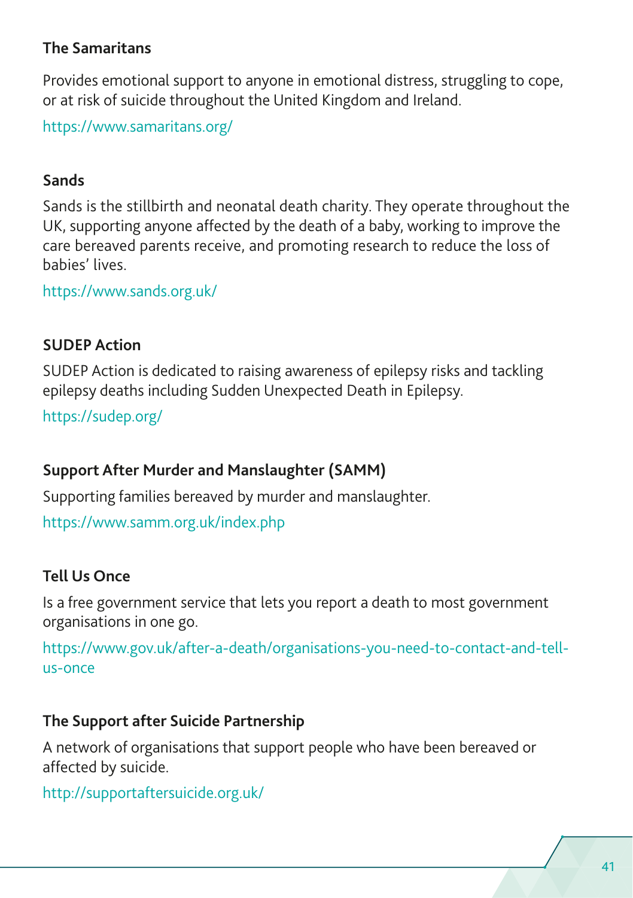### The Samaritans

Provides emotional support to anyone in emotional distress, struggling to cope, or at risk of suicide throughout the United Kingdom and Ireland.

https://www.samaritans.org/

### Sands

Sands is the stillbirth and neonatal death charity. They operate throughout the UK, supporting anyone affected by the death of a baby, working to improve the care bereaved parents receive, and promoting research to reduce the loss of babies' lives.

https://www.sands.org.uk/

### SUDEP Action

SUDEP Action is dedicated to raising awareness of epilepsy risks and tackling epilepsy deaths including Sudden Unexpected Death in Epilepsy.

https://sudep.org/

### Support After Murder and Manslaughter (SAMM)

Supporting families bereaved by murder and manslaughter.

https://www.samm.org.uk/index.php

### Tell Us Once

Is a free government service that lets you report a death to most government organisations in one go.

https://www.gov.uk/after-a-death/organisations-you-need-to-contact-and-tell-us-once

### The Support after Suicide Partnership

A network of organisations that support people who have been bereaved or affected by suicide.

http://supportaftersuicide.org.uk/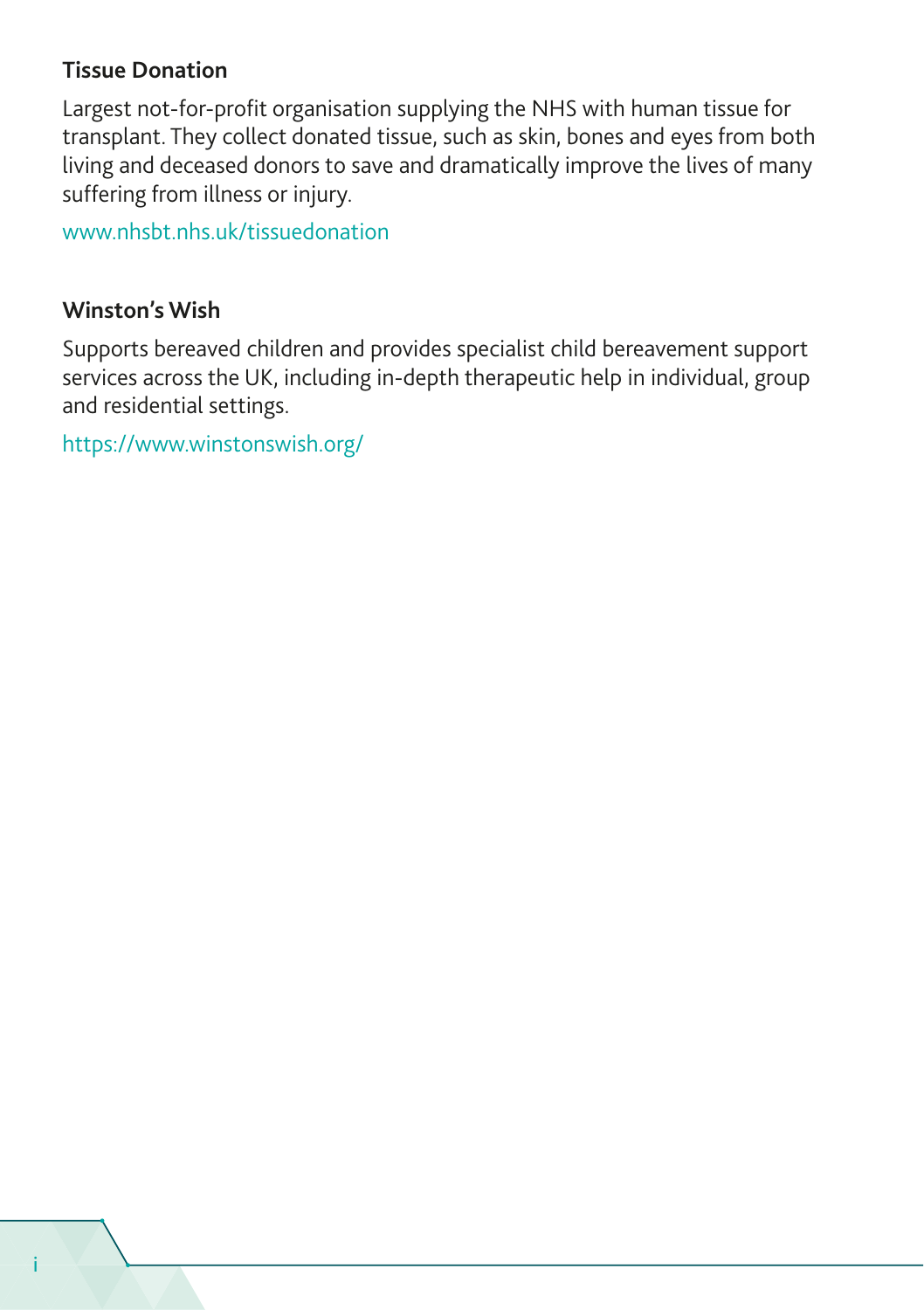### Tissue Donation

Largest not-for-profit organisation supplying the NHS with human tissue for transplant. They collect donated tissue, such as skin, bones and eyes from both living and deceased donors to save and dramatically improve the lives of many suffering from illness or injury.

www.nhsbt.nhs.uk/tissuedonation

### Winston's Wish

Supports bereaved children and provides specialist child bereavement support services across the UK, including in-depth therapeutic help in individual, group and residential settings.

https://www.winstonswish.org/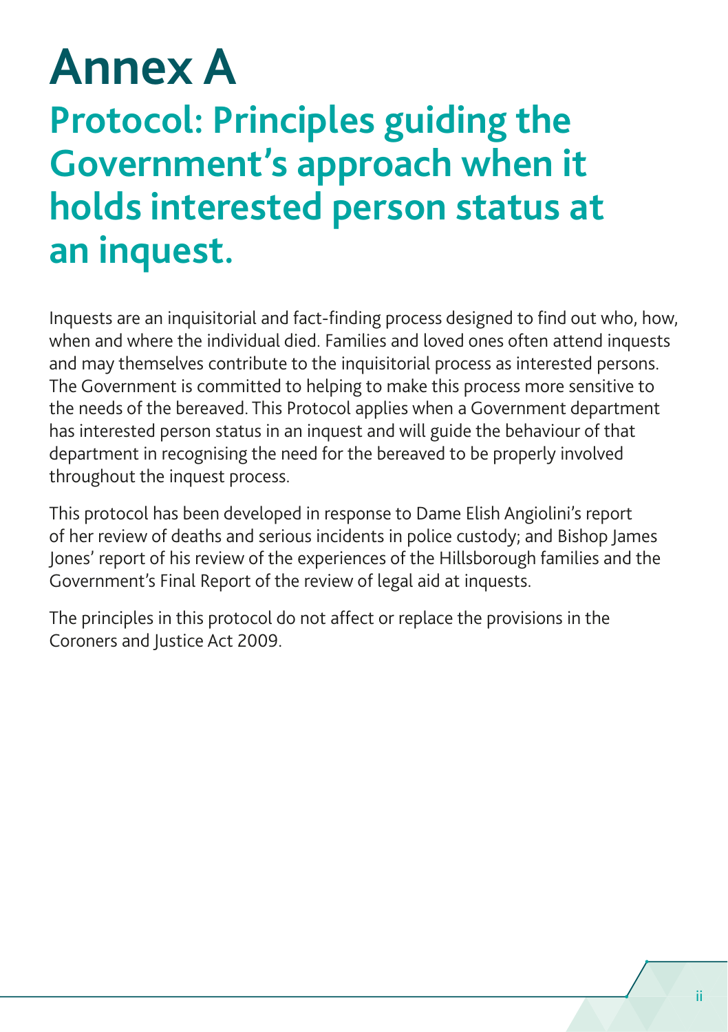# Annex A

## Protocol: Principles guiding the Government's approach when it holds interested person status at an inquest.

Inquests are an inquisitorial and fact-finding process designed to find out who, how, when and where the individual died. Families and loved ones often attend inquests and may themselves contribute to the inquisitorial process as interested persons. The Government is committed to helping to make this process more sensitive to the needs of the bereaved. This Protocol applies when a Government department has interested person status in an inquest and will guide the behaviour of that department in recognising the need for the bereaved to be properly involved throughout the inquest process.

This protocol has been developed in response to Dame Elish Angiolini's report of her review of deaths and serious incidents in police custody; and Bishop James Jones' report of his review of the experiences of the Hillsborough families and the Government's Final Report of the review of legal aid at inquests.

The principles in this protocol do not affect or replace the provisions in the Coroners and Justice Act 2009.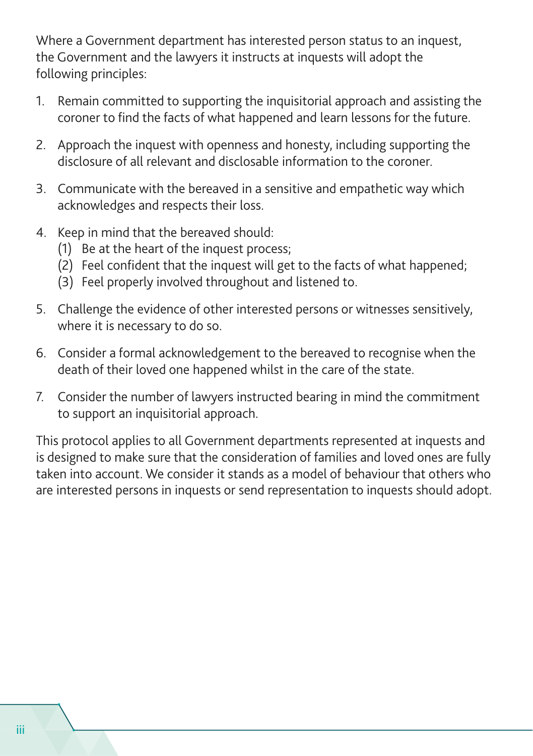Where a Government department has interested person status to an inquest, the Government and the lawyers it instructs at inquests will adopt the following principles:

1. Remain committed to supporting the inquisitorial approach and assisting the coroner to find the facts of what happened and learn lessons for the future.
2. Approach the inquest with openness and honesty, including supporting the disclosure of all relevant and disclosable information to the coroner.
3. Communicate with the bereaved in a sensitive and empathetic way which acknowledges and respects their loss.
4. Keep in mind that the bereaved should:
   (1) Be at the heart of the inquest process;
   (2) Feel confident that the inquest will get to the facts of what happened;
   (3) Feel properly involved throughout and listened to.
5. Challenge the evidence of other interested persons or witnesses sensitively, where it is necessary to do so.
6. Consider a formal acknowledgement to the bereaved to recognise when the death of their loved one happened whilst in the care of the state.
7. Consider the number of lawyers instructed bearing in mind the commitment to support an inquisitorial approach.

This protocol applies to all Government departments represented at inquests and is designed to make sure that the consideration of families and loved ones are fully taken into account. We consider it stands as a model of behaviour that others who are interested persons in inquests or send representation to inquests should adopt.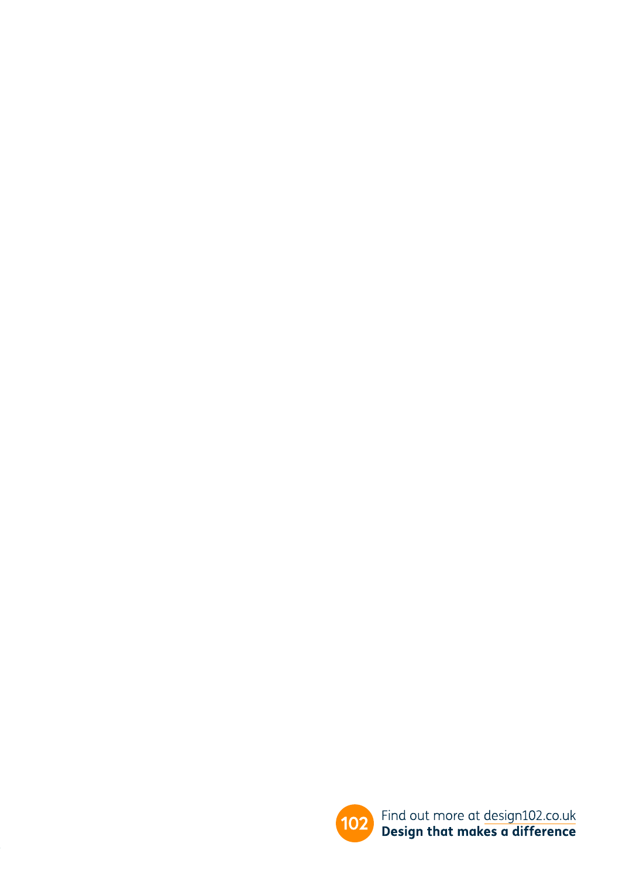102

Find out more at design102.co.uk
**Design that makes a difference**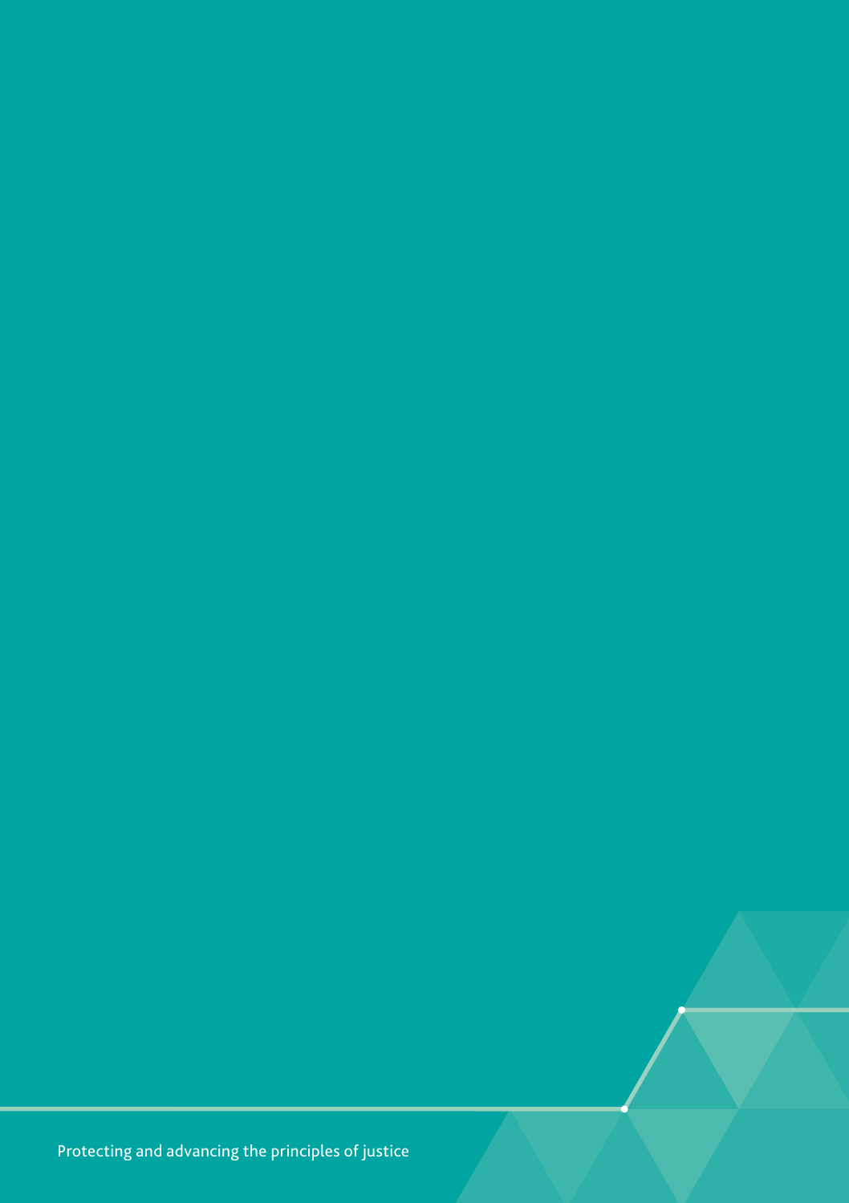Protecting and advancing the principles of justice